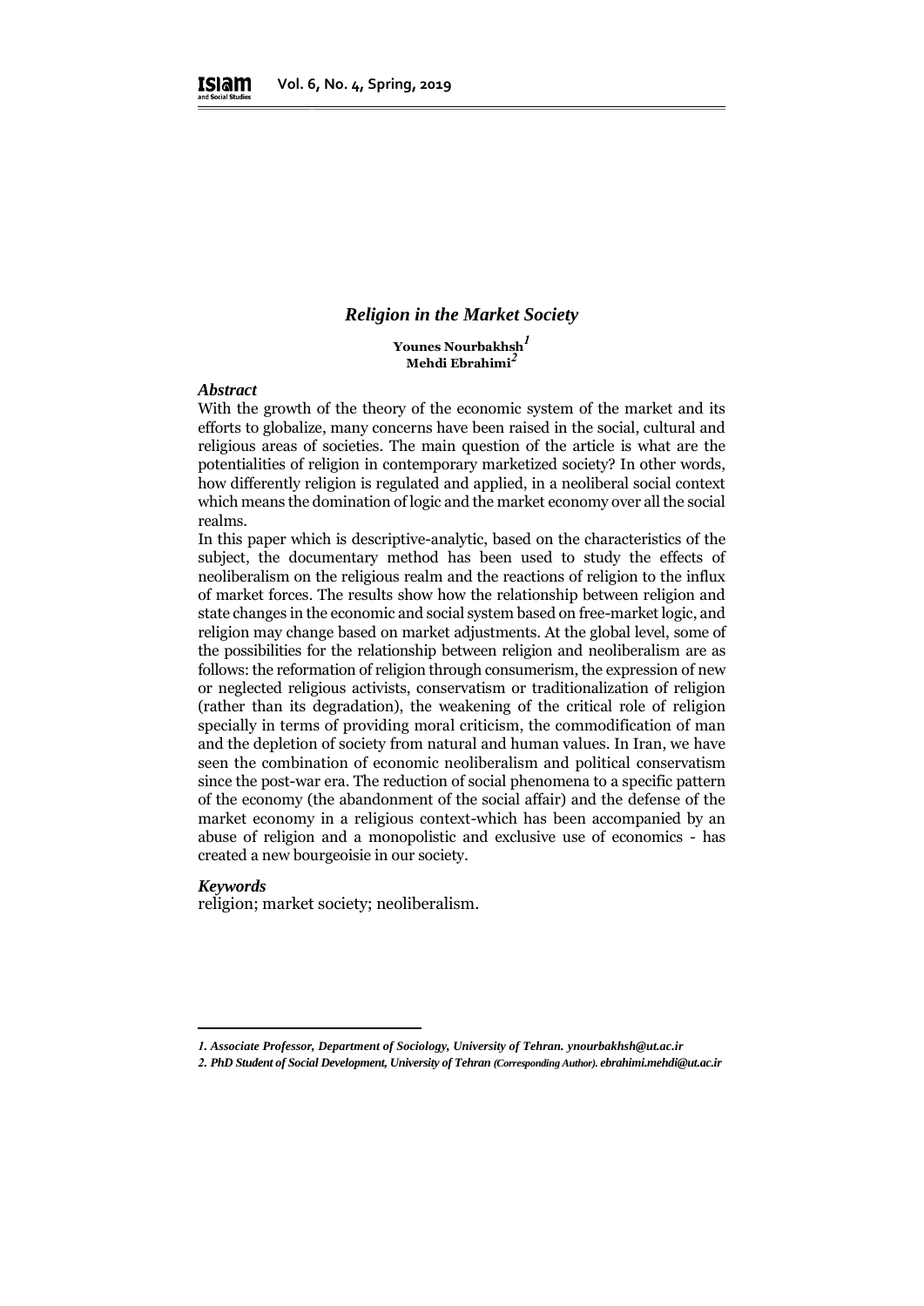# *Religion in the Market Society*

**Younes Nourbakhsh**[1]
**Mehdi Ebrahimi**[2]

### *Abstract*

With the growth of the theory of the economic system of the market and its efforts to globalize, many concerns have been raised in the social, cultural and religious areas of societies. The main question of the article is what are the potentialities of religion in contemporary marketized society? In other words, how differently religion is regulated and applied, in a neoliberal social context which means the domination of logic and the market economy over all the social realms.

In this paper which is descriptive-analytic, based on the characteristics of the subject, the documentary method has been used to study the effects of neoliberalism on the religious realm and the reactions of religion to the influx of market forces. The results show how the relationship between religion and state changes in the economic and social system based on free-market logic, and religion may change based on market adjustments. At the global level, some of the possibilities for the relationship between religion and neoliberalism are as follows: the reformation of religion through consumerism, the expression of new or neglected religious activists, conservatism or traditionalization of religion (rather than its degradation), the weakening of the critical role of religion specially in terms of providing moral criticism, the commodification of man and the depletion of society from natural and human values. In Iran, we have seen the combination of economic neoliberalism and political conservatism since the post-war era. The reduction of social phenomena to a specific pattern of the economy (the abandonment of the social affair) and the defense of the market economy in a religious context-which has been accompanied by an abuse of religion and a monopolistic and exclusive use of economics - has created a new bourgeoisie in our society.

### *Keywords*

religion; market society; neoliberalism.

---

*1. Associate Professor, Department of Sociology, University of Tehran. ynourbakhsh@ut.ac.ir*

*2. PhD Student of Social Development, University of Tehran (Corresponding Author). ebrahimi.mehdi@ut.ac.ir*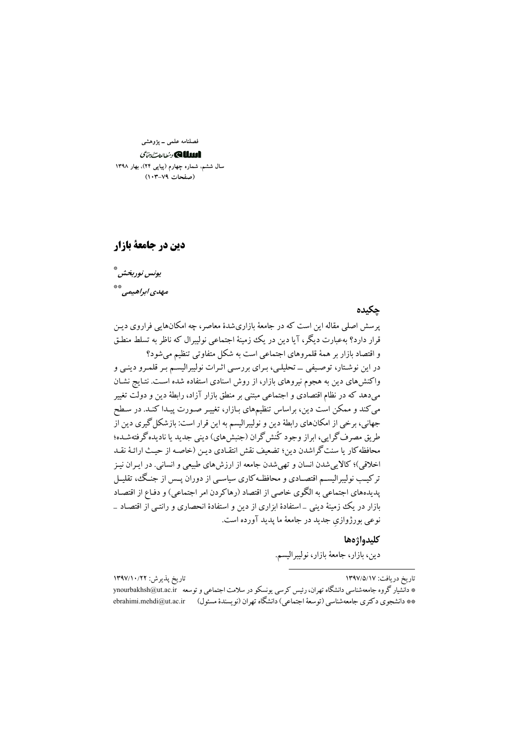# دین در جامعهٔ بازار

*یونس نوربخش* [*]

*مهدی ابراهیمی* [**]

## چکیده

پرسش اصلی مقاله این است که در جامعهٔ بازاری‌شدهٔ معاصر، چه امکان‌هایی فراروی دین قرار دارد؟ به‌عبارت دیگر، آیا دین در یک زمینهٔ اجتماعی نولیبرال که ناظر به تسلط منطق و اقتصاد بازار بر همهٔ قلمروهای اجتماعی است به شکل متفاوتی تنظیم می‌شود؟

در این نوشتار، توصیفی ــ تحلیلی، برای بررسی اثرات نولیبرالیسم بر قلمرو دینی و واکنش‌های دین به هجوم نیروهای بازار، از روش اسنادی استفاده شده است. نتایج نشان می‌دهد که در نظام اقتصادی و اجتماعی مبتنی بر منطق بازار آزاد، رابطهٔ دین و دولت تغییر می‌کند و ممکن است دین، براساس تنظیم‌های بازار، تغییر صورت پیدا کند. در سطح جهانی، برخی از امکان‌های رابطهٔ دین و نولیبرالیسم به این قرار است: بازشکل‌گیری دین از طریق مصرف‌گرایی، ابراز وجود کُنش‌گران (جنبش‌های) دینی جدید یا نادیده‌گرفته‌شده؛ محافظه‌کار یا سنت‌گراشدن دین؛ تضعیف نقش انتقادی دین (خاصه از حیث ارائهٔ نقد اخلاقی)؛ کالایی‌شدن انسان و تهی‌شدن جامعه از ارزش‌های طبیعی و انسانی. در ایران نیز ترکیب نولیبرالیسم اقتصادی و محافظه‌کاری سیاسی از دوران پس از جنگ، تقلیل پدیده‌های اجتماعی به الگوی خاصی از اقتصاد (رهاکردن امر اجتماعی) و دفاع از اقتصاد بازار در یک زمینهٔ دینی ــ استفادهٔ ابزاری از دین و استفادهٔ انحصاری و رانتی از اقتصاد ــ نوعی بورژوازیِ جدید در جامعهٔ ما پدید آورده است.

## کلیدواژه‌ها

دین، بازار، جامعهٔ بازار، نولیبرالیسم.

---

تاریخ دریافت: ۱۳۹۷/۵/۱۷ تاریخ پذیرش: ۱۳۹۷/۱۰/۲۲

[*] دانشیار گروه جامعه‌شناسی دانشگاه تهران، رئیس کرسی یونسکو در سلامت اجتماعی و توسعه ynourbakhsh@ut.ac.ir

[**] دانشجوی دکتری جامعه‌شناسی (توسعهٔ اجتماعی) دانشگاه تهران (نویسندهٔ مسئول) ebrahimi.mehdi@ut.ac.ir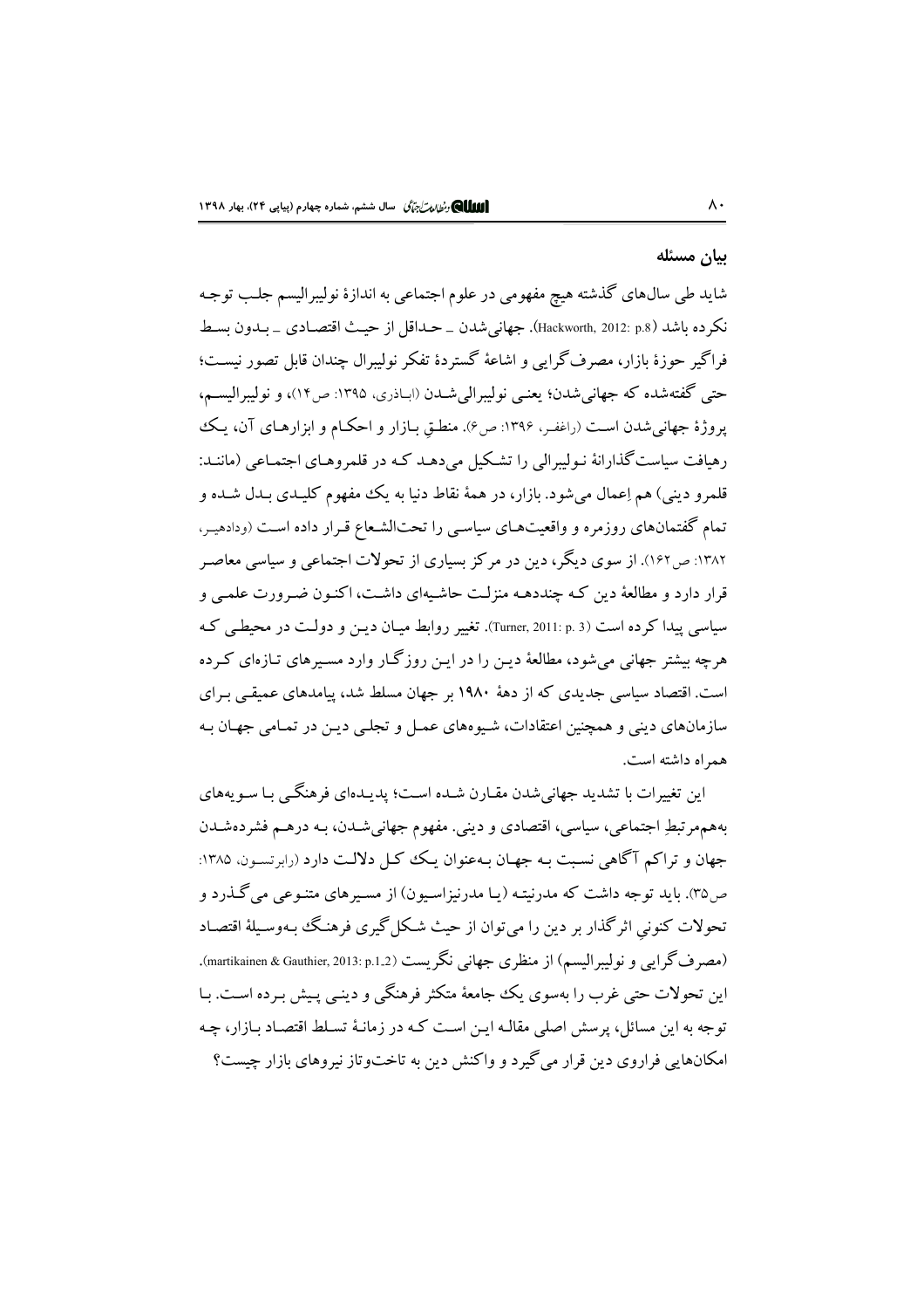## بیان مسئله

شاید طی سال‌های گذشته هیچ مفهومی در علوم اجتماعی به اندازهٔ نولیبرالیسم جلب توجه نکرده باشد (Hackworth, 2012: p.8). جهانی‌شدن ـ حداقل از حیث اقتصادی ـ بدون بسط فراگیر حوزهٔ بازار، مصرف‌گرایی و اشاعهٔ گستردهٔ تفکر نولیبرال چندان قابل تصور نیست؛ حتی گفته‌شده که جهانی‌شدن؛ یعنی نولیبرالی‌شدن (اباذری، ۱۳۹۵: ص۱۴)، و نولیبرالیسم، پروژهٔ جهانی‌شدن است (راغفر، ۱۳۹۶: ص۶). منطقِ بازار و احکام و ابزارهای آن، یک رهیافت سیاست‌گذارانهٔ نولیبرالی را تشکیل می‌دهد که در قلمروهای اجتماعی (مانند: قلمرو دینی) هم اِعمال می‌شود. بازار، در همهٔ نقاط دنیا به یک مفهوم کلیدی بدل شده و تمام گفتمان‌های روزمره و واقعیت‌های سیاسی را تحت‌الشعاع قرار داده است (ودادهیر، ۱۳۸۲: ص۱۶۲). از سوی دیگر، دین در مرکز بسیاری از تحولات اجتماعی و سیاسی معاصر قرار دارد و مطالعهٔ دین که چنددهه منزلت حاشیه‌ای داشت، اکنون ضرورت علمی و سیاسی پیدا کرده است (Turner, 2011: p. 3). تغییر روابط میان دین و دولت در محیطی که هرچه بیشتر جهانی می‌شود، مطالعهٔ دین را در این روزگار وارد مسیرهای تازه‌ای کرده است. اقتصاد سیاسی جدیدی که از دههٔ ۱۹۸۰ بر جهان مسلط شد، پیامدهای عمیقی برای سازمان‌های دینی و همچنین اعتقادات، شیوه‌های عمل و تجلی دین در تمامی جهان به همراه داشته است.

این تغییرات با تشدید جهانی‌شدن مقارن شده است؛ پدیده‌ای فرهنگی با سویه‌های به‌هم‌مرتبطِ اجتماعی، سیاسی، اقتصادی و دینی. مفهوم جهانی‌شدن، به درهم فشرده‌شدن جهان و تراکم آگاهی نسبت به جهان به‌عنوان یک کل دلالت دارد (رابرتسون، ۱۳۸۵: ص۳۵). باید توجه داشت که مدرنیته (یا مدرنیزاسیون) از مسیرهای متنوعی می‌گذرد و تحولات کنونیِ اثرگذار بر دین را می‌توان از حیث شکل‌گیری فرهنگ به‌وسیلهٔ اقتصاد (مصرف‌گرایی و نولیبرالیسم) از منظری جهانی نگریست (martikainen & Gauthier, 2013: p.1_2). این تحولات حتی غرب را به‌سوی یک جامعهٔ متکثر فرهنگی و دینی پیش برده است. با توجه به این مسائل، پرسش اصلی مقاله این است که در زمانهٔ تسلط اقتصاد بازار، چه امکان‌هایی فراروی دین قرار می‌گیرد و واکنش دین به تاخت‌وتاز نیروهای بازار چیست؟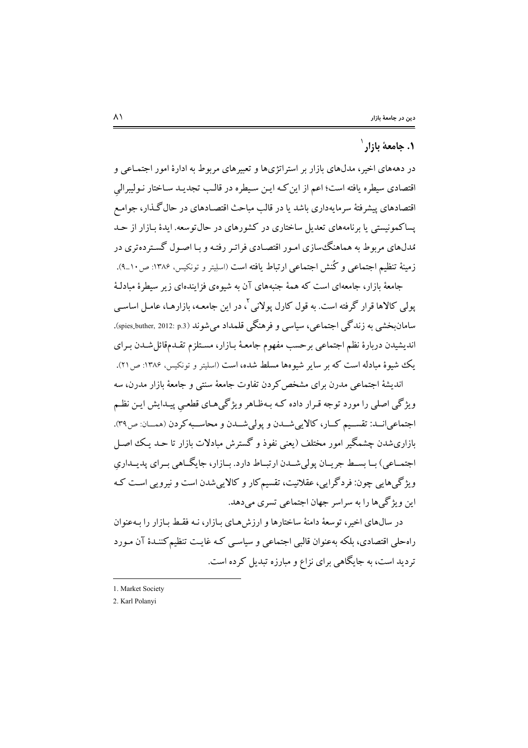## ۱. جامعهٔ بازار[1]

در دهه‌های اخیر، مدل‌های بازار بر استراتژی‌ها و تعبیرهای مربوط به ادارهٔ امور اجتماعی و اقتصادی سیطره یافته است؛ اعم از این‌که این سیطره در قالب تجدید ساختار نولیبرالیِ اقتصادهای پیشرفتهٔ سرمایه‌داری باشد یا در قالب مباحث اقتصادهای در حال‌گذار، جوامع پساکمونیستی یا برنامه‌های تعدیل ساختاری در کشورهای در حال‌توسعه. ایدهٔ بازار از حد مُدل‌های مربوط به هماهنگ‌سازی امور اقتصادی فراتر رفته و با اصول گسترده‌تری در زمینهٔ تنظیم اجتماعی و کُنش اجتماعی ارتباط یافته است (اسلیتر و تونکیس، ۱۳۸۶: ص۱۰ـ۹).

جامعهٔ بازار، جامعه‌ای است که همهٔ جنبه‌های آن به شیوه‌ی فزاینده‌ای زیر سیطرهٔ مبادلهٔ پولی کالاها قرار گرفته است. به قول کارل پولانی[2]، در این جامعه، بازارها، عامل اساسی سامان‌بخشی به زندگی اجتماعی، سیاسی و فرهنگی قلمداد می‌شوند (spies_buther, 2012: p.3). اندیشیدن دربارهٔ نظم اجتماعی برحسب مفهوم جامعهٔ بازار، مستلزم تقدم‌قائل‌شدن برای یک شیوهٔ مبادله است که بر سایر شیوه‌ها مسلط شده، است (اسلیتر و تونکیس، ۱۳۸۶: ص۲۱).

اندیشهٔ اجتماعی مدرن برای مشخص‌کردن تفاوت جامعهٔ سنتی و جامعهٔ بازار مدرن، سه ویژگی اصلی را مورد توجه قرار داده که به‌ظاهر ویژگی‌های قطعیِ پیدایش این نظم اجتماعی‌اند: تقسیم کار، کالایی‌شدن و پولی‌شدن و محاسبه‌کردن (همان: ص۳۹). بازاری‌شدن چشمگیر امور مختلف (یعنی نفوذ و گسترش مبادلات بازار تا حد یک اصل اجتماعی) با بسط جریان پولی‌شدن ارتباط دارد. بازار، جایگاهی برای پدیداریِ ویژگی‌هایی چون: فردگرایی، عقلانیت، تقسیم‌کار و کالایی‌شدن است و نیرویی است که این ویژگی‌ها را به سراسر جهان اجتماعی تسری می‌دهد.

در سال‌های اخیر، توسعهٔ دامنهٔ ساختارها و ارزش‌های بازار، نه فقط بازار را به‌عنوان راه‌حلی اقتصادی، بلکه به‌عنوان قالبی اجتماعی و سیاسی که غایت تنظیم‌کنندهٔ آن مورد تردید است، به جایگاهی برای نزاع و مبارزه تبدیل کرده است.

---

1. Market Society
2. Karl Polanyi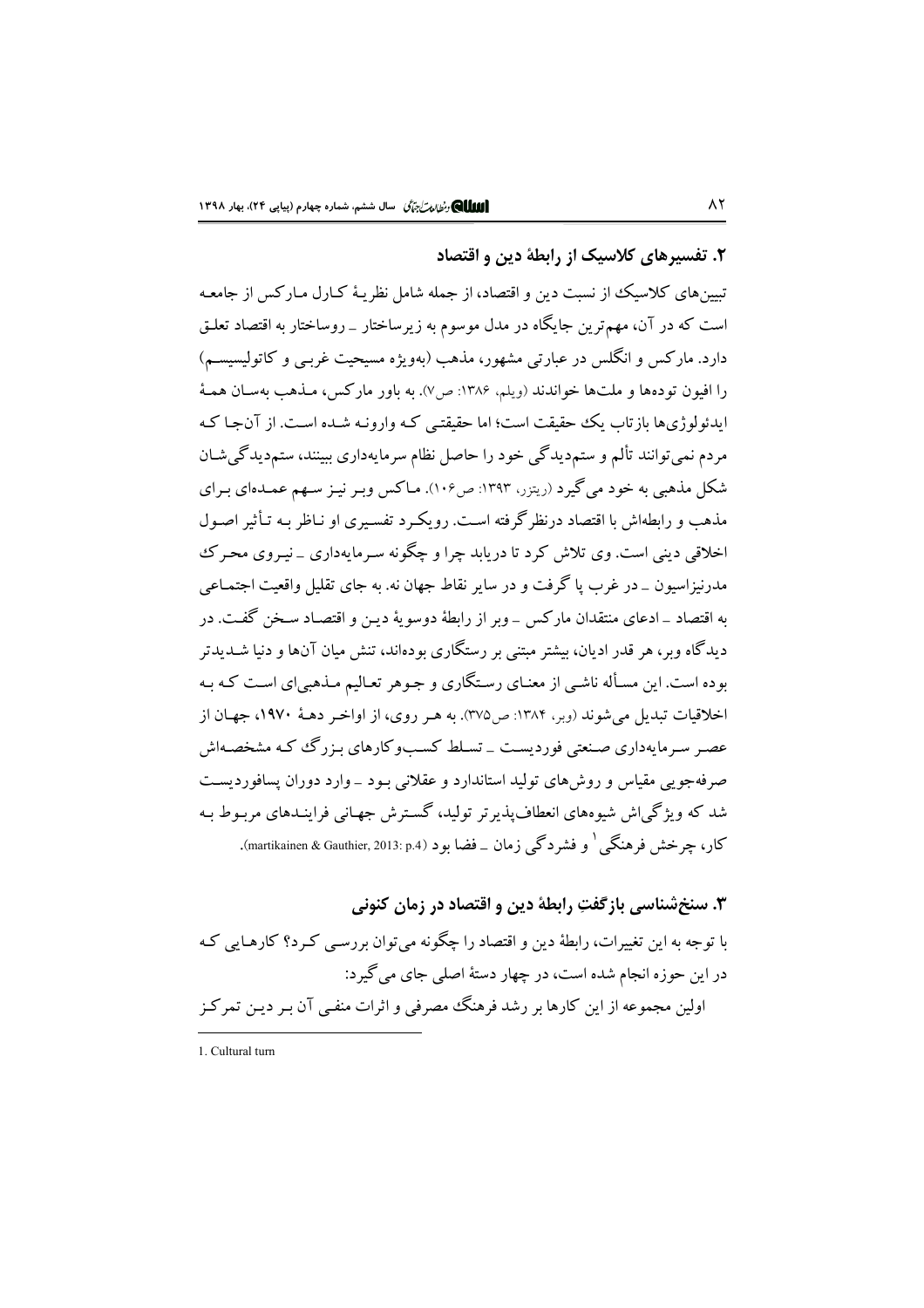## ۲. تفسیرهای کلاسیک از رابطهٔ دین و اقتصاد

تبیین‌های کلاسیک از نسبت دین و اقتصاد، از جمله شامل نظریهٔ کارل مارکس از جامعه است که در آن، مهم‌ترین جایگاه در مدل موسوم به زیرساختار ـ روساختار به اقتصاد تعلق دارد. مارکس و انگلس در عبارتی مشهور، مذهب (به‌ویژه مسیحیت غربی و کاتولیسیسم) را افیون توده‌ها و ملت‌ها خواندند (ویلم، ۱۳۸۶: ص۷). به باور مارکس، مذهب به‌سان همهٔ ایدئولوژی‌ها بازتاب یک حقیقت است؛ اما حقیقتی که وارونه شده است. از آن‌جا که مردم نمی‌توانند تألم و ستم‌دیدگی خود را حاصل نظام سرمایه‌داری ببینند، ستم‌دیدگی‌شان شکل مذهبی به خود می‌گیرد (ریتزر، ۱۳۹۳: ص۱۰۶). ماکس وبر نیز سهم عمده‌ای برای مذهب و رابطه‌اش با اقتصاد درنظرگرفته است. رویکرد تفسیری او ناظر به تأثیر اصول اخلاقی دینی است. وی تلاش کرد تا دریابد چرا و چگونه سرمایه‌داری ـ نیروی محرک مدرنیزاسیون ـ در غرب پا گرفت و در سایر نقاط جهان نه. به جای تقلیل واقعیت اجتماعی به اقتصاد ـ ادعای منتقدان مارکس ـ وبر از رابطهٔ دوسویهٔ دین و اقتصاد سخن گفت. در دیدگاه وبر، هر قدر ادیان، بیشتر مبتنی بر رستگاری بوده‌اند، تنش میان آن‌ها و دنیا شدیدتر بوده است. این مسأله ناشی از معنای رستگاری و جوهر تعالیم مذهبی‌ای است که به اخلاقیات تبدیل می‌شوند (وبر، ۱۳۸۴: ص۳۷۵). به هر روی، از اواخر دههٔ ۱۹۷۰، جهان از عصر سرمایه‌داری صنعتی فوردیست ـ تسلط کسب‌وکارهای بزرگ که مشخصه‌اش صرفه‌جویی مقیاس و روش‌های تولید استاندارد و عقلانی بود ـ وارد دوران پسافوردیست شد که ویژگی‌اش شیوه‌های انعطاف‌پذیرتر تولید، گسترش جهانی فرایندهای مربوط به کار، چرخش فرهنگی[1] و فشردگی زمان ـ فضا بود (martikainen & Gauthier, 2013: p.4).

## ۳. سنخ‌شناسی بازگفتِ رابطهٔ دین و اقتصاد در زمان کنونی

با توجه به این تغییرات، رابطهٔ دین و اقتصاد را چگونه می‌توان بررسی کرد؟ کارهایی که در این حوزه انجام شده است، در چهار دستهٔ اصلی جای می‌گیرد:

اولین مجموعه از این کارها بر رشد فرهنگ مصرفی و اثرات منفی آن بر دین تمرکز

---

1. Cultural turn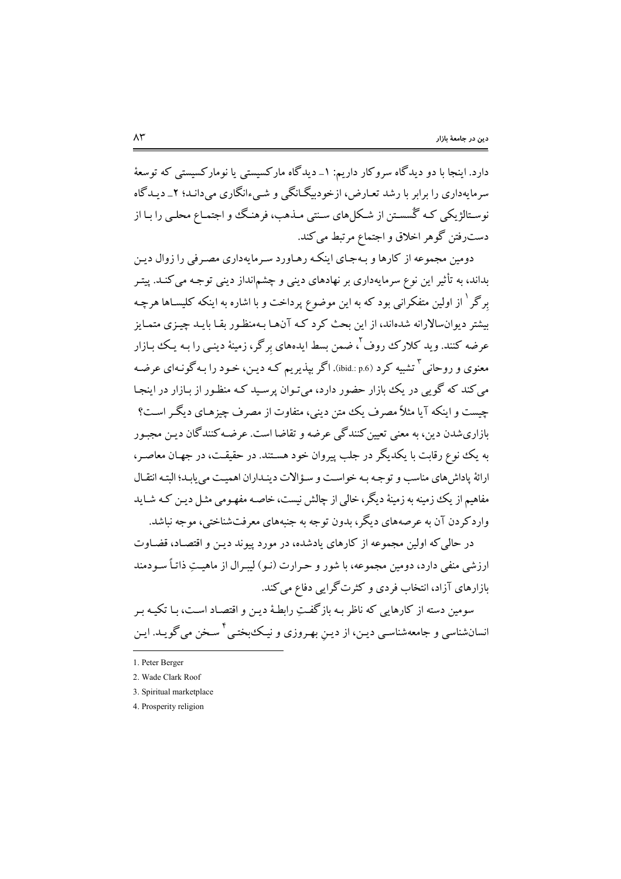دارد. اینجا با دو دیدگاه سروکار داریم: ۱ـ دیدگاه مارکسیستی یا نومارکسیستی که توسعهٔ سرمایه‌داری را برابر با رشد تعارض، ازخودبیگانگی و شیء‌انگاری می‌دانـد؛ ۲ـ دیـدگاه نوستالژیکی کـه گسستن از شکل‌های سنتی مـذهب، فرهنـگ و اجتمـاع محلـی را بـا از دست‌رفتن گوهر اخلاق و اجتماع مرتبط می‌کند.

دومین مجموعه از کارها و بـه‌جای اینکـه رهـاورد سـرمایه‌داری مصـرفی را زوال دیـن بداند، به تأثیر این نوع سرمایه‌داری بر نهادهای دینی و چشم‌انداز دینی توجـه می‌کنـد. پیتـر بِرگر[1] از اولین متفکرانی بود که به این موضوع پرداخت و با اشاره به اینکه کلیسـاها هرچـه بیشتر دیوان‌سالارانه شده‌اند، از این بحث کرد کـه آن‌هـا بـه‌منظـور بقـا بایـد چیـزی متمـایز عرضه کنند. وید کلارک روف[2]، ضمن بسط ایده‌های بِرگر، زمینهٔ دینـی را بـه یـک بـازار معنوی و روحانی[3] تشبیه کرد (ibid.: p.6). اگر بپذیریم کـه دیـن، خـود را بـه‌گونـه‌ای عرضـه می‌کند که گویی در یک بازار حضور دارد، می‌تـوان پرسـید کـه منظـور از بـازار در اینجـا چیست و اینکه آیا مثلاً مصرف یک متن دینی، متفاوت از مصرف چیزهـای دیگـر اسـت؟ بازاری‌شدن دین، به معنی تعیین‌کنندگی عرضه و تقاضا است. عرضـه‌کنندگان دیـن مجبـور به یک نوع رقابت با یکدیگر در جلب پیروان خود هسـتند. در حقیقـت، در جهـان معاصـر، ارائهٔ پاداش‌های مناسب و توجـه بـه خواسـت و سـؤالات دینـداران اهمیـت می‌یابـد؛ البتـه انتقـال مفاهیم از یک زمینه به زمینهٔ دیگر، خالی از چالش نیست، خاصـه مفهـومی مثـل دیـن کـه شـاید واردکردن آن به عرصه‌های دیگر، بدون توجه به جنبه‌های معرفت‌شناختی، موجه نباشد.

در حالی‌که اولین مجموعه از کارهای یادشده، در مورد پیوند دیـن و اقتصـاد، قضـاوت ارزشی منفی دارد، دومین مجموعه، با شور و حـرارت (نـو) لیبـرال از ماهیـتِ ذاتـاً سـودمند بازارهای آزاد، انتخاب فردی و کثرت‌گرایی دفاع می‌کند.

سومین دسته از کارهایی که ناظر بـه بازگفـتِ رابطـهٔ دیـن و اقتصـاد اسـت، بـا تکیـه بـر انسان‌شناسی و جامعه‌شناسـی دیـن، از دیـنِ بهـروزی و نیـک‌بختـی[4] سـخن می‌گویـد. ایـن

---

1. Peter Berger
2. Wade Clark Roof
3. Spiritual marketplace
4. Prosperity religion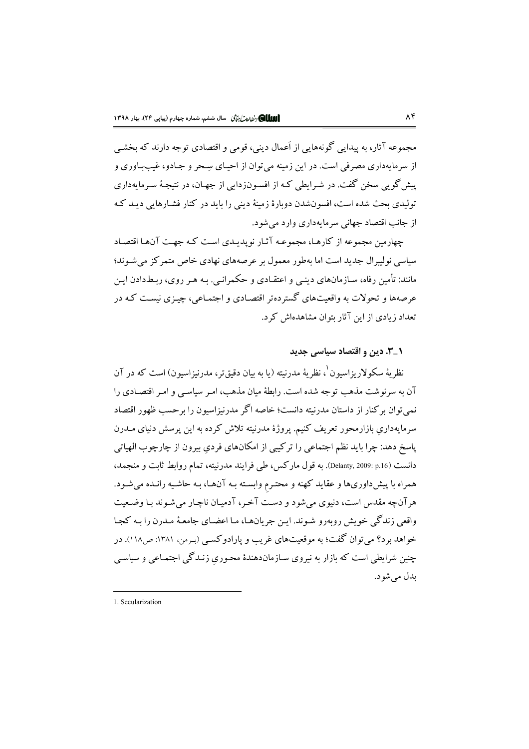مجموعه آثار، به پیدایی گونه‌هایی از اَعمال دینی، قومی و اقتصادی توجه دارند که بخشی از سرمایه‌داری مصرفی است. در این زمینه می‌توان از احیای سِحر و جادو، غیب‌باوری و پیش‌گویی سخن گفت. در شرایطی که از افسون‌زدایی از جهان، در نتیجهٔ سرمایه‌داری تولیدی بحث شده است، افسون‌شدن دوبارهٔ زمینهٔ دینی را باید در کنار فشارهایی دید که از جانب اقتصاد جهانی سرمایه‌داری وارد می‌شود.

چهارمین مجموعه از کارها، مجموعه آثار نوپدیدی است که جهت آن‌ها اقتصاد سیاسی نولیبرال جدید است اما به‌طور معمول بر عرصه‌های نهادی خاص متمرکز می‌شوند؛ مانند: تأمین رفاه، سازمان‌های دینی و اعتقادی و حکمرانی. به هر روی، ربط‌دادن این عرصه‌ها و تحولات به واقعیت‌های گسترده‌تر اقتصادی و اجتماعی، چیزی نیست که در تعداد زیادی از این آثار بتوان مشاهده‌اش کرد.

### ۱\_۳. دین و اقتصاد سیاسی جدید

نظریهٔ سکولاریزاسیون[1]، نظریهٔ مدرنیته (یا به بیان دقیق‌تر، مدرنیزاسیون) است که در آن به سرنوشت مذهب توجه شده است. رابطهٔ میان مذهب، امر سیاسی و امر اقتصادی را نمی‌توان برکنار از داستان مدرنیته دانست؛ خاصه اگر مدرنیزاسیون را برحسب ظهور اقتصاد سرمایه‌داریِ بازارمحور تعریف کنیم. پروژهٔ مدرنیته تلاش کرده به این پرسش دنیای مدرن پاسخ دهد: چرا باید نظم اجتماعی را ترکیبی از امکان‌های فردیِ بیرون از چارچوب الهیاتی دانست (Delanty, 2009: p.16). به قول مارکس، طی فرایند مدرنیته، تمام روابط ثابت و منجمد، همراه با پیش‌داوری‌ها و عقاید کهنه و محترمِ وابسته به آن‌ها، به حاشیه رانده می‌شود. هرآن‌چه مقدس است، دنیوی می‌شود و دست آخر، آدمیان ناچار می‌شوند با وضعیت واقعی زندگی خویش روبه‌رو شوند. این جریان‌ها، ما اعضای جامعهٔ مدرن را به کجا خواهد برد؟ می‌توان گفت؛ به موقعیت‌های غریب و پارادوکسی (برمن، ۱۳۸۱: ص۱۱۸). در چنین شرایطی است که بازار به نیروی سازمان‌دهندهٔ محوریِ زندگی اجتماعی و سیاسی بدل می‌شود.

---

1. Secularization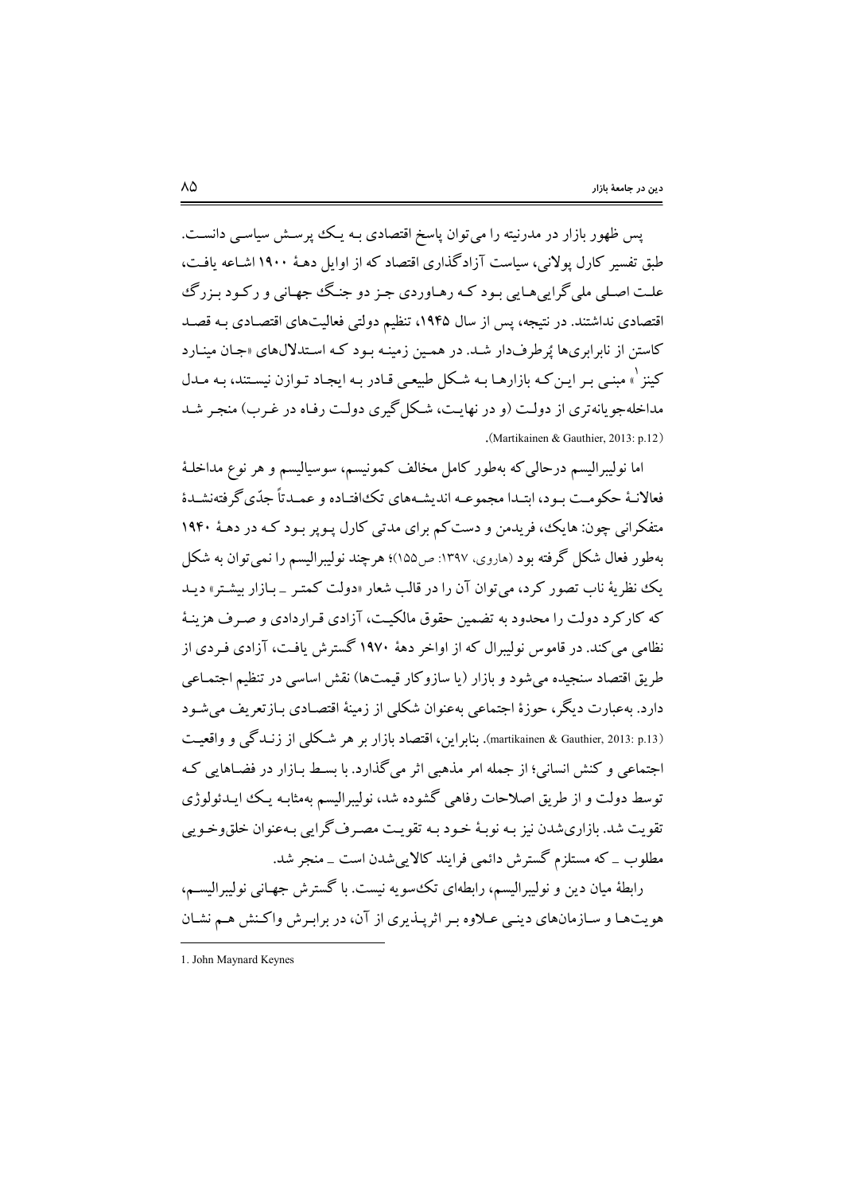پس ظهور بازار در مدرنیته را می‌توان پاسخ اقتصادی به یک پرسش سیاسی دانست. طبق تفسیر کارل پولانی، سیاست آزادگذاری اقتصاد که از اوایل دهۀ ۱۹۰۰ اشاعه یافت، علت اصلی ملی‌گرایی‌هایی بود که رهاوردی جز دو جنگ جهانی و رکود بزرگ اقتصادی نداشتند. در نتیجه، پس از سال ۱۹۴۵، تنظیم دولتی فعالیت‌های اقتصادی به قصد کاستن از نابرابری‌ها پُرطرف‌دار شد. در همین زمینه بود که استدلال‌های «جان مینارد کینز[1]» مبنی بر این‌که بازارها به شکل طبیعی قادر به ایجاد توازن نیستند، به مدل مداخله‌جویانه‌تری از دولت (و در نهایت، شکل‌گیری دولت رفاه در غرب) منجر شد (Martikainen & Gauthier, 2013: p.12).

اما نولیبرالیسم درحالی‌که به‌طور کامل مخالف کمونیسم، سوسیالیسم و هر نوع مداخلۀ فعالانۀ حکومت بود، ابتدا مجموعه اندیشه‌های تک‌افتاده و عمدتاً جدّی‌گرفته‌نشدۀ متفکرانی چون: هایک، فریدمن و دست‌کم برای مدتی کارل پوپر بود که در دهۀ ۱۹۴۰ به‌طور فعال شکل گرفته بود (هاروی، ۱۳۹۷: ص۱۵۵)؛ هرچند نولیبرالیسم را نمی‌توان به شکل یک نظریۀ ناب تصور کرد، می‌توان آن را در قالب شعار «دولت کمتر ـ بازار بیشتر» دید که کارکرد دولت را محدود به تضمین حقوق مالکیت، آزادی قراردادی و صرف هزینۀ نظامی می‌کند. در قاموس نولیبرال که از اواخر دهۀ ۱۹۷۰ گسترش یافت، آزادی فردی از طریق اقتصاد سنجیده می‌شود و بازار (یا سازوکار قیمت‌ها) نقش اساسی در تنظیم اجتماعی دارد. به‌عبارت دیگر، حوزۀ اجتماعی به‌عنوان شکلی از زمینۀ اقتصادی بازتعریف می‌شود (martikainen & Gauthier, 2013: p.13). بنابراین، اقتصاد بازار بر هر شکلی از زندگی و واقعیت اجتماعی و کنش انسانی؛ از جمله امر مذهبی اثر می‌گذارد. با بسط بازار در فضاهایی که توسط دولت و از طریق اصلاحات رفاهی گشوده شد، نولیبرالیسم به‌مثابه یک ایدئولوژی تقویت شد. بازاری‌شدن نیز به نوبۀ خود به تقویت مصرف‌گرایی به‌عنوان خلق‌وخویی مطلوب ـ که مستلزم گسترش دائمی فرایند کالایی‌شدن است ـ منجر شد.

رابطۀ میان دین و نولیبرالیسم، رابطه‌ای تک‌سویه نیست. با گسترش جهانی نولیبرالیسم، هویت‌ها و سازمان‌های دینی علاوه بر اثرپذیری از آن، در برابرش واکنش هم نشان

---

1. John Maynard Keynes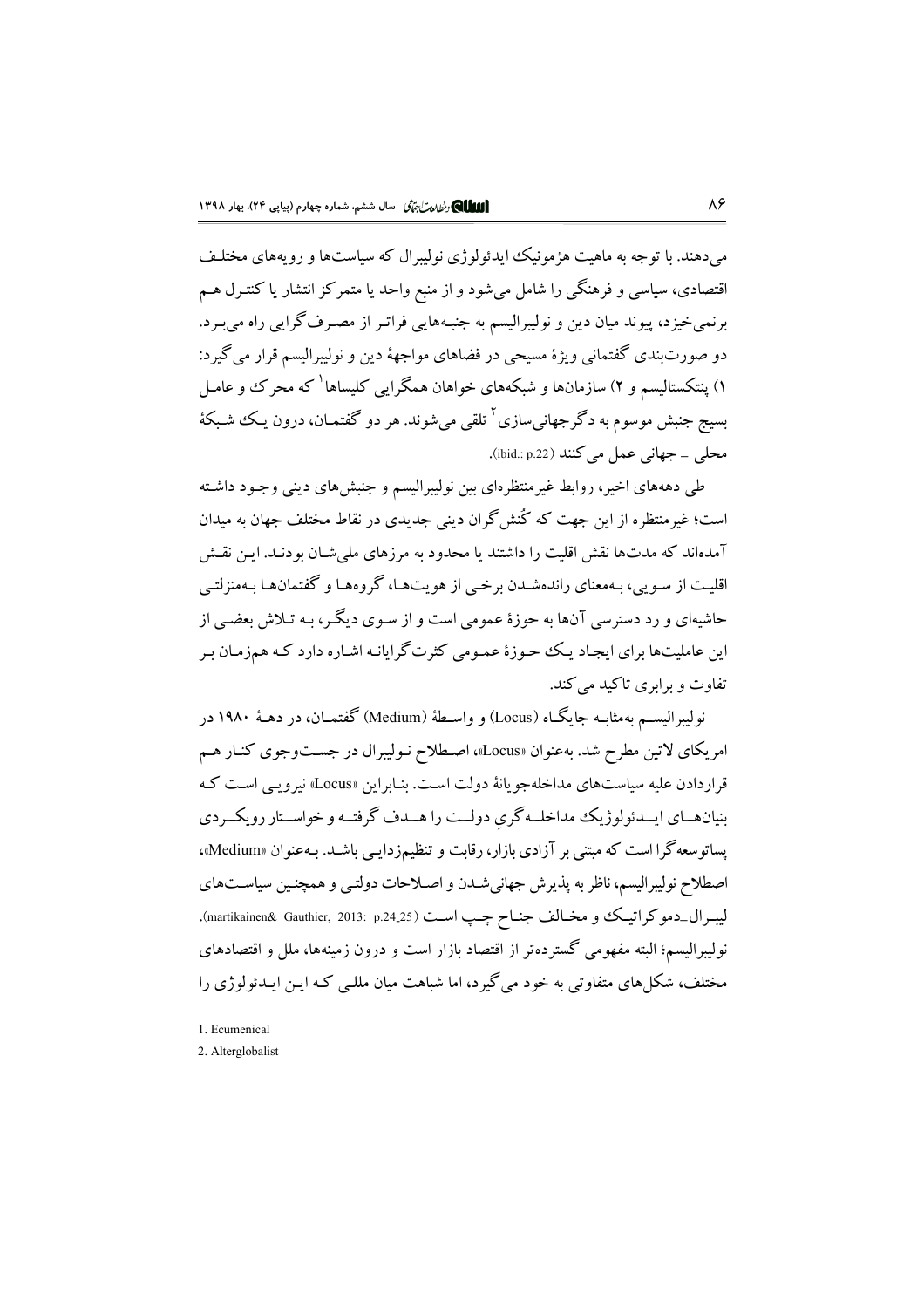می‌دهند. با توجه به ماهیت هژمونیک ایدئولوژی نولیبرال که سیاست‌ها و رویه‌های مختلف اقتصادی، سیاسی و فرهنگی را شامل می‌شود و از منبع واحد یا متمرکز انتشار یا کنترل هم برنمی‌خیزد، پیوند میان دین و نولیبرالیسم به جنبه‌هایی فراتر از مصرف‌گرایی راه می‌برد. دو صورت‌بندی گفتمانی ویژهٔ مسیحی در فضاهای مواجهٔ دین و نولیبرالیسم قرار می‌گیرد: ۱) پنتکستالیسم و ۲) سازمان‌ها و شبکه‌های خواهان همگرایی کلیساها[1] که محرک و عامل بسیج جنبش موسوم به دگرجهانی‌سازی[2] تلقی می‌شوند. هر دو گفتمان، درون یک شبکهٔ محلی ـ جهانی عمل می‌کنند (ibid.: p.22).

طی دهه‌های اخیر، روابط غیرمنتظره‌ای بین نولیبرالیسم و جنبش‌های دینی وجود داشته است؛ غیرمنتظره از این جهت که کُنش‌گران دینی جدیدی در نقاط مختلف جهان به میدان آمده‌اند که مدت‌ها نقش اقلیت را داشتند یا محدود به مرزهای ملی‌شان بودند. این نقش اقلیت از سویی، به‌معنای رانده‌شدن برخی از هویت‌ها، گروه‌ها و گفتمان‌ها به‌منزلتی حاشیه‌ای و رد دسترسی آن‌ها به حوزهٔ عمومی است و از سوی دیگر، به تلاش بعضی از این عاملیت‌ها برای ایجاد یک حوزهٔ عمومی کثرت‌گرایانه اشاره دارد که هم‌زمان بر تفاوت و برابری تاکید می‌کند.

نولیبرالیسم به‌مثابه جایگاه (Locus) و واسطهٔ (Medium) گفتمان، در دههٔ ۱۹۸۰ در امریکای لاتین مطرح شد. به‌عنوان «Locus»، اصطلاح نولیبرال در جست‌وجوی کنار هم قراردادن علیه سیاست‌های مداخله‌جویانهٔ دولت است. بنابراین «Locus» نیرویی است که بنیان‌های ایدئولوژیک مداخله‌گری دولت را هدف گرفته و خواستار رویکردی پساتوسعه‌گرا است که مبتنی بر آزادی بازار، رقابت و تنظیم‌زدایی باشد. به‌عنوان «Medium»، اصطلاح نولیبرالیسم، ناظر به پذیرش جهانی‌شدن و اصلاحات دولتی و همچنین سیاست‌های لیبرال‌ـ‌دموکراتیک و مخالف جناح چپ است (martikainen& Gauthier, 2013: p.24_25). نولیبرالیسم؛ البته مفهومی گسترده‌تر از اقتصاد بازار است و درون زمینه‌ها، ملل و اقتصادهای مختلف، شکل‌های متفاوتی به خود می‌گیرد، اما شباهت میان مللی که این ایدئولوژی را

---

1. Ecumenical
2. Alterglobalist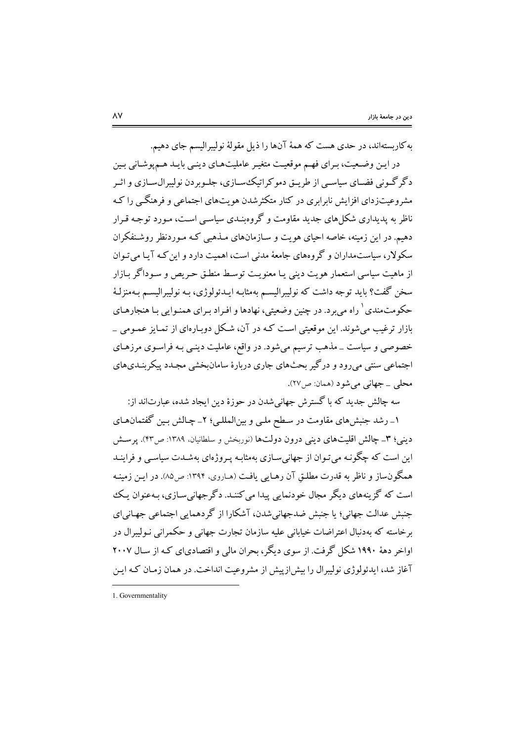به‌کاربسته‌اند، در حدی هست که همهٔ آن‌ها را ذیل مقولهٔ نولیبرالیسم جای دهیم.

در این وضعیت، برای فهم موقعیت متغیر عاملیت‌های دینی باید هم‌پوشانی بین دگرگونی فضای سیاسی از طریق دموکراتیک‌سازی، جلوبردن نولیبرال‌سازی و اثر مشروعیت‌زدای افزایش نابرابری در کنار متکثرشدن هویت‌های اجتماعی و فرهنگی را که ناظر به پدیداری شکل‌های جدید مقاومت و گروه‌بندی سیاسی است، مورد توجه قرار دهیم. در این زمینه، خاصه احیای هویت و سازمان‌های مذهبی که موردنظر روشنفکران سکولار، سیاست‌مداران و گروه‌های جامعهٔ مدنی است، اهمیت دارد و این‌که آیا می‌توان از ماهیت سیاسی استعمار هویت دینی یا معنویت توسط منطق حریص و سوداگر بازار سخن گفت؟ باید توجه داشت که نولیبرالیسم به‌مثابه ایدئولوژی، به نولیبرالیسم به‌منزلهٔ حکومت‌مندی[1] راه می‌برد. در چنین وضعیتی، نهادها و افراد برای همنوایی با هنجارهای بازار ترغیب می‌شوند. این موقعیتی است که در آن، شکل دوباره‌ای از تمایز عمومی ـ خصوصی و سیاست ـ مذهب ترسیم می‌شود. در واقع، عاملیت دینی به فراسوی مرزهای اجتماعی سنتی می‌رود و درگیر بحث‌های جاری دربارهٔ سامان‌بخشی مجدد پیکربندی‌های محلی ـ جهانی می‌شود (همان: ص۲۷).

سه چالش جدید که با گسترش جهانی‌شدن در حوزهٔ دین ایجاد شده، عبارت‌اند از: ۱ـ رشد جنبش‌های مقاومت در سطح ملی و بین‌المللی؛ ۲ـ چالش بین گفتمان‌های دینی؛ ۳ـ چالش اقلیت‌های دینی درون دولت‌ها (نوربخش و سلطانیان، ۱۳۸۹: ص۴۳). پرسش این است که چگونه می‌توان از جهانی‌سازی به‌مثابه پروژه‌ای به‌شدت سیاسی و فرایند همگون‌ساز و ناظر به قدرت مطلقِ آن رهایی یافت (هاروی، ۱۳۹۴: ص۸۵). در این زمینه است که گزینه‌های دیگر مجال خودنمایی پیدا می‌کنند. دگرجهانی‌سازی، به‌عنوان یک جنبش عدالت جهانی؛ یا جنبش ضدجهانی‌شدن، آشکارا از گردهمایی اجتماعی جهانی‌ای برخاسته که به‌دنبال اعتراضات خیابانی علیه سازمان تجارت جهانی و حکمرانی نولیبرال در اواخر دههٔ ۱۹۹۰ شکل گرفت. از سوی دیگر، بحران مالی و اقتصادی‌ای که از سال ۲۰۰۷ آغاز شد، ایدئولوژی نولیبرال را بیش‌ازپیش از مشروعیت انداخت. در همان زمان که این

---

1. Governmentality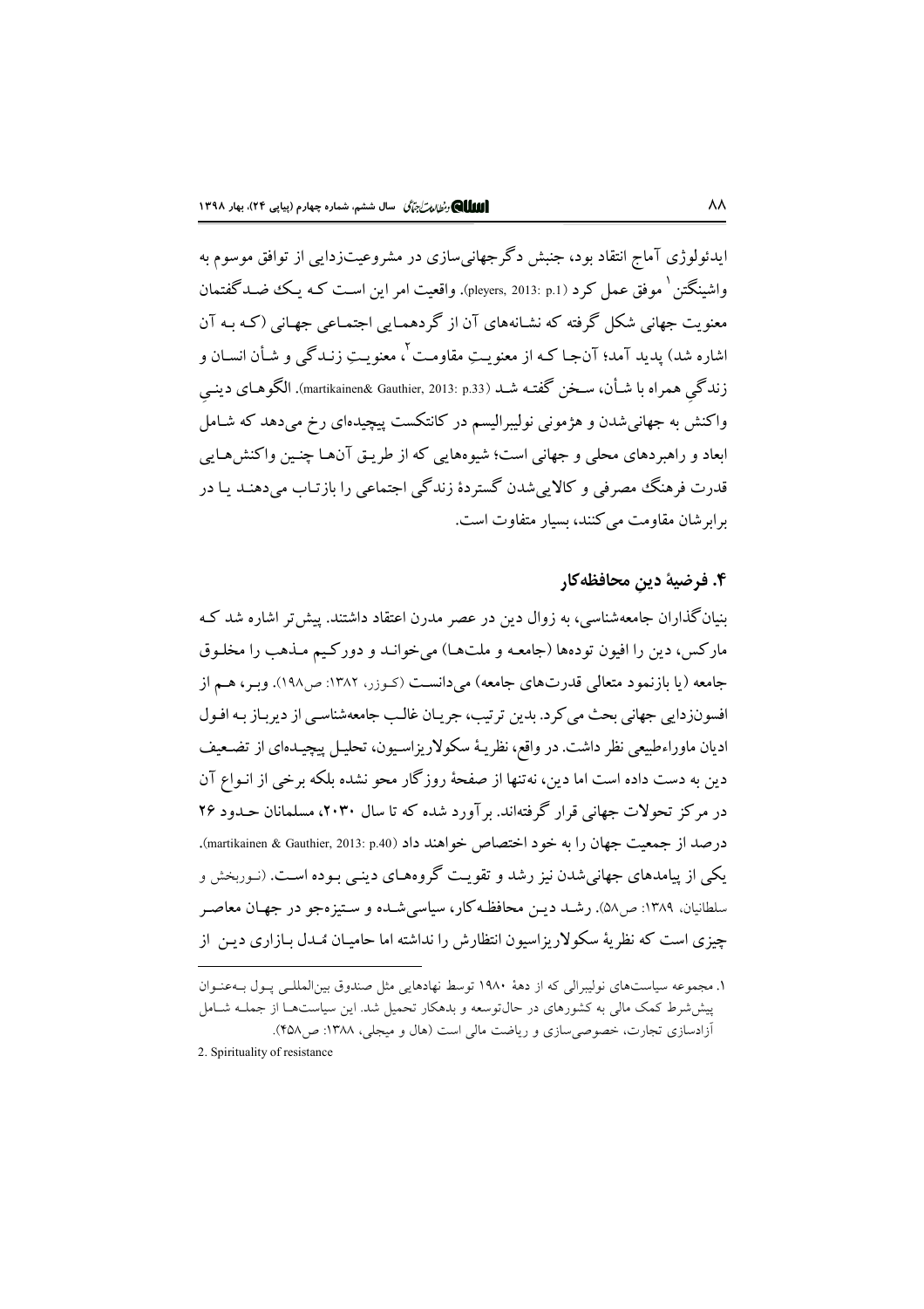ایدئولوژی آماج انتقاد بود، جنبش دگرجهانی‌سازی در مشروعیت‌زدایی از توافق موسوم به واشینگتن[1] موفق عمل کرد (pleyers, 2013: p.1). واقعیت امر این است که یک ضد گفتمان معنویت جهانی شکل گرفته که نشانه‌های آن از گردهمایی اجتماعی جهانی (که به آن اشاره شد) پدید آمد؛ آن‌جا که از معنویتِ مقاومت[2]، معنویتِ زندگی و شأن انسان و زندگیِ همراه با شأن، سخن گفته شد (martikainen& Gauthier, 2013: p.33). الگوهای دینیِ واکنش به جهانی‌شدن و هژمونی نولیبرالیسم در کانتکست پیچیده‌ای رخ می‌دهد که شامل ابعاد و راهبردهای محلی و جهانی است؛ شیوه‌هایی که از طریق آن‌ها چنین واکنش‌هایی قدرت فرهنگ مصرفی و کالایی‌شدن گستردهٔ زندگی اجتماعی را بازتاب می‌دهند یا در برابرشان مقاومت می‌کنند، بسیار متفاوت است.

## ۴. فرضیهٔ دینِ محافظه‌کار

بنیان‌گذاران جامعه‌شناسی، به زوال دین در عصر مدرن اعتقاد داشتند. پیش‌تر اشاره شد که مارکس، دین را افیون توده‌ها (جامعه و ملت‌ها) می‌خواند و دورکیم مذهب را مخلوق جامعه (یا بازنمود متعالی قدرت‌های جامعه) می‌دانست (کوزر، ۱۳۸۲: ص۱۹۸). وبر، هم از افسون‌زدایی جهانی بحث می‌کرد. بدین ترتیب، جریان غالب جامعه‌شناسی از دیرباز به افول ادیان ماوراءطبیعی نظر داشت. در واقع، نظریهٔ سکولاریزاسیون، تحلیل پیچیده‌ای از تضعیف دین به دست داده است اما دین، نه‌تنها از صفحهٔ روزگار محو نشده بلکه برخی از انواع آن در مرکز تحولات جهانی قرار گرفته‌اند. برآورد شده که تا سال ۲۰۳۰، مسلمانان حدود ۲۶ درصد از جمعیت جهان را به خود اختصاص خواهند داد (martikainen & Gauthier, 2013: p.40). یکی از پیامدهای جهانی‌شدن نیز رشد و تقویت گروه‌های دینی بوده است. (نوربخش و سلطانیان، ۱۳۸۹: ص۵۸). رشد دین محافظه‌کار، سیاسی‌شده و ستیزه‌جو در جهان معاصر چیزی است که نظریهٔ سکولاریزاسیون انتظارش را نداشته اما حامیان مُدل بازاری دین از

---

۱. مجموعه سیاست‌های نولیبرالی که از دههٔ ۱۹۸۰ توسط نهادهایی مثل صندوق بین‌المللی پول به‌عنوان پیش‌شرط کمک مالی به کشورهای در حال‌توسعه و بدهکار تحمیل شد. این سیاست‌ها از جمله شامل آزادسازی تجارت، خصوصی‌سازی و ریاضت مالی است (هال و میجلی، ۱۳۸۸: ص۴۵۸).

2. Spirituality of resistance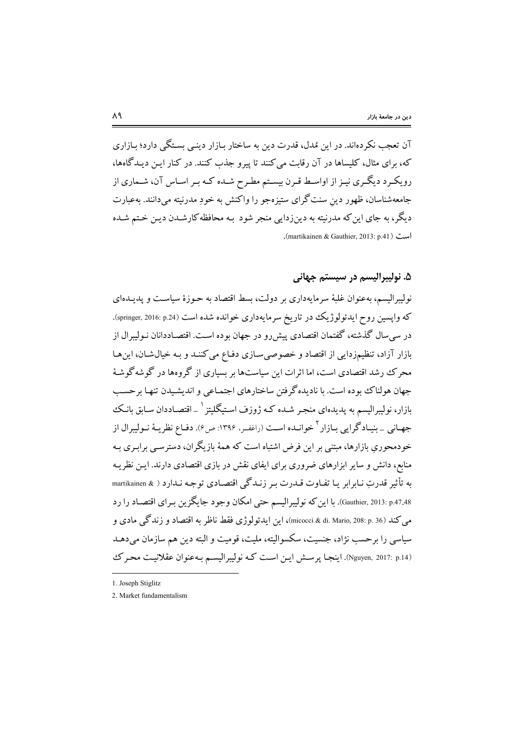آن تعجب نکرده‌اند. در این مُدل، قدرت دین به ساختار بازار دینی بستگی دارد؛ بازاری که، برای مثال، کلیساها در آن رقابت می‌کنند تا پیرو جذب کنند. در کنار این دیدگاه‌ها، رویکرد دیگری نیز از اواسط قرن بیستم مطرح شده که بر اساس آن، شماری از جامعه‌شناسان، ظهور دینِ سنت‌گرای ستیزه‌جو را واکنش به خودِ مدرنیته می‌دانند. به‌عبارت دیگر، به جای این‌که مدرنیته به دین‌زدایی منجر شود به محافظه‌کارشدن دین ختم شده است (martikainen & Gauthier, 2013: p.41).

## ۵. نولیبرالیسم در سیستم جهانی

نولیبرالیسم، به‌عنوان غلبهٔ سرمایه‌داری بر دولت، بسط اقتصاد به حوزهٔ سیاست و پدیده‌ای که واپسین روح ایدئولوژیک در تاریخ سرمایه‌داری خوانده شده است (springer, 2016: p.24). در سی‌سال گذشته، گفتمان اقتصادی پیش‌رو در جهان بوده است. اقتصاددانان نولیبرال از بازار آزاد، تنظیم‌زدایی از اقتصاد و خصوصی‌سازی دفاع می‌کنند و به خیال‌شان، این‌ها محرک رشد اقتصادی است، اما اثرات این سیاست‌ها بر بسیاری از گروه‌ها در گوشه‌گوشهٔ جهان هولناک بوده است. با نادیده‌گرفتن ساختارهای اجتماعی و اندیشیدن تنها برحسب بازار، نولیبرالیسم به پدیده‌ای منجر شده که ژوزف استیگلیتز[1] ـ اقتصاددان سابق بانک جهانی ـ بنیادگرایی بازار[2] خوانده است (راغفر، ۱۳۹۶: ص۶). دفاع نظریهٔ نولیبرال از خودمحوریِ بازارها، مبتنی بر این فرض اشتباه است که همهٔ بازیگران، دسترسی برابری به منابع، دانش و سایر ابزارهای ضروری برای ایفای نقش در بازی اقتصادی دارند. این نظریه به تأثیر قدرتِ نابرابر یا تفاوت قدرت بر زندگی اقتصادی توجه ندارد (martikainen & Gauthier, 2013: p.47-48). با این‌که نولیبرالیسم حتی امکان وجود جایگزین برای اقتصاد را رد می‌کند (micocci & di. Mario, 208: p. 36)، این ایدئولوژی فقط ناظر به اقتصاد و زندگی مادی و سیاسی را برحسب نژاد، جنسیت، سکسوالیته، ملیت، قومیت و البته دین هم سازمان می‌دهد (Nguyen, 2017: p.14). اینجا پرسش این است که نولیبرالیسم به‌عنوان عقلانیت محرک

---

1. Joseph Stiglitz
2. Market fundamentalism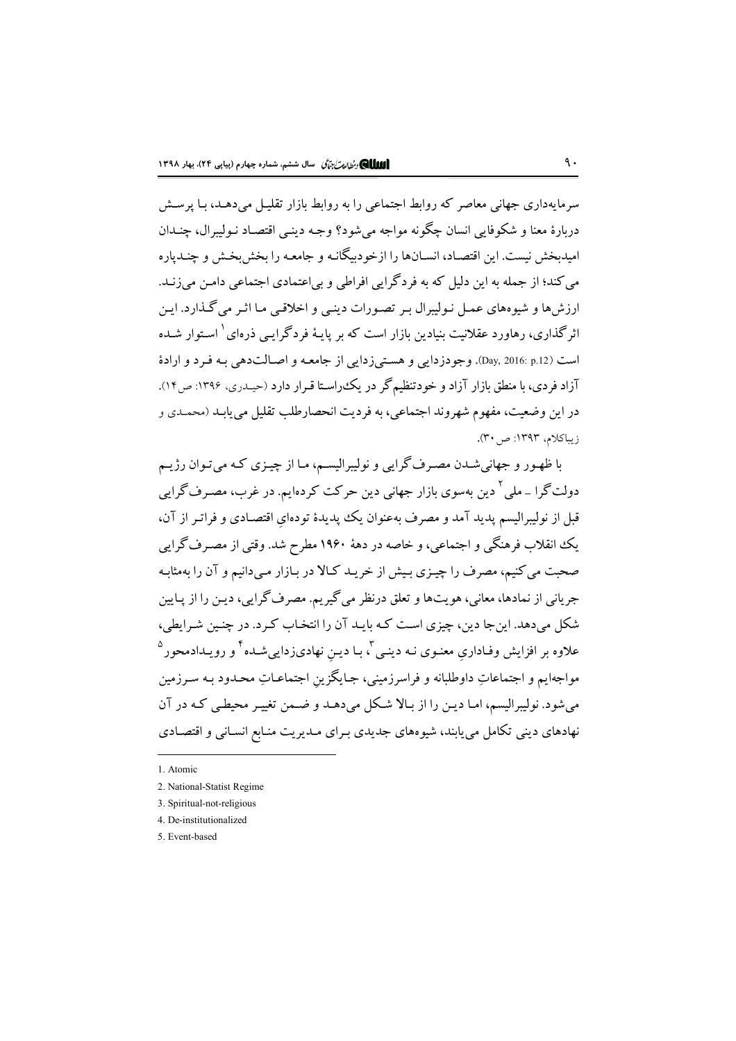سرمایه‌داری جهانی معاصر که روابط اجتماعی را به روابط بازار تقلیل می‌دهد، با پرسش دربارهٔ معنا و شکوفایی انسان چگونه مواجه می‌شود؟ وجه دینی اقتصاد نولیبرال، چندان امیدبخش نیست. این اقتصاد، انسان‌ها را ازخودبیگانه و جامعه را بخش‌بخش و چندپاره می‌کند؛ از جمله به این دلیل که به فردگرایی افراطی و بی‌اعتمادی اجتماعی دامن می‌زند. ارزش‌ها و شیوه‌های عمل نولیبرال بر تصورات دینی و اخلاقی ما اثر می‌گذارد. این اثرگذاری، رهاورد عقلانیت بنیادین بازار است که بر پایهٔ فردگرایی ذره‌ای[1] استوار شده است (Day, 2016: p.12). وجودزدایی و هستی‌زدایی از جامعه و اصالت‌دهی به فرد و ارادهٔ آزاد فردی، با منطق بازار آزاد و خودتنظیم‌گر در یک‌راستا قرار دارد (حیدری، ۱۳۹۶: ص۱۴). در این وضعیت، مفهوم شهروند اجتماعی، به فردیت انحصارطلب تقلیل می‌یابد (محمدی و زیباکلام، ۱۳۹۳: ص۳۰).

با ظهور و جهانی‌شدن مصرف‌گرایی و نولیبرالیسم، ما از چیزی که می‌توان رژیم دولت‌گرا ـ ملی[2] دین به‌سوی بازار جهانی دین حرکت کرده‌ایم. در غرب، مصرف‌گرایی قبل از نولیبرالیسم پدید آمد و مصرف به‌عنوان یک پدیدهٔ توده‌ایِ اقتصادی و فراتر از آن، یک انقلاب فرهنگی و اجتماعی، و خاصه در دههٔ ۱۹۶۰ مطرح شد. وقتی از مصرف‌گرایی صحبت می‌کنیم، مصرف را چیزی بیش از خرید کالا در بازار می‌دانیم و آن را به‌مثابه جریانی از نمادها، معانی، هویت‌ها و تعلق درنظر می‌گیریم. مصرف‌گرایی، دین را از پایین شکل می‌دهد. این‌جا دین، چیزی است که باید آن را انتخاب کرد. در چنین شرایطی، علاوه بر افزایش وفاداریِ معنوی نه دینی[3]، با دینِ نهادی‌زدایی‌شده[4] و رویدادمحور[5] مواجه‌ایم و اجتماعاتِ داوطلبانه و فراسرزمینی، جایگزینِ اجتماعاتِ محدود به سرزمین می‌شود. نولیبرالیسم، اما دین را از بالا شکل می‌دهد و ضمن تغییر محیطی که در آن نهادهای دینی تکامل می‌یابند، شیوه‌های جدیدی برای مدیریت منابع انسانی و اقتصادی

---

1. Atomic
2. National-Statist Regime
3. Spiritual-not-religious
4. De-institutionalized
5. Event-based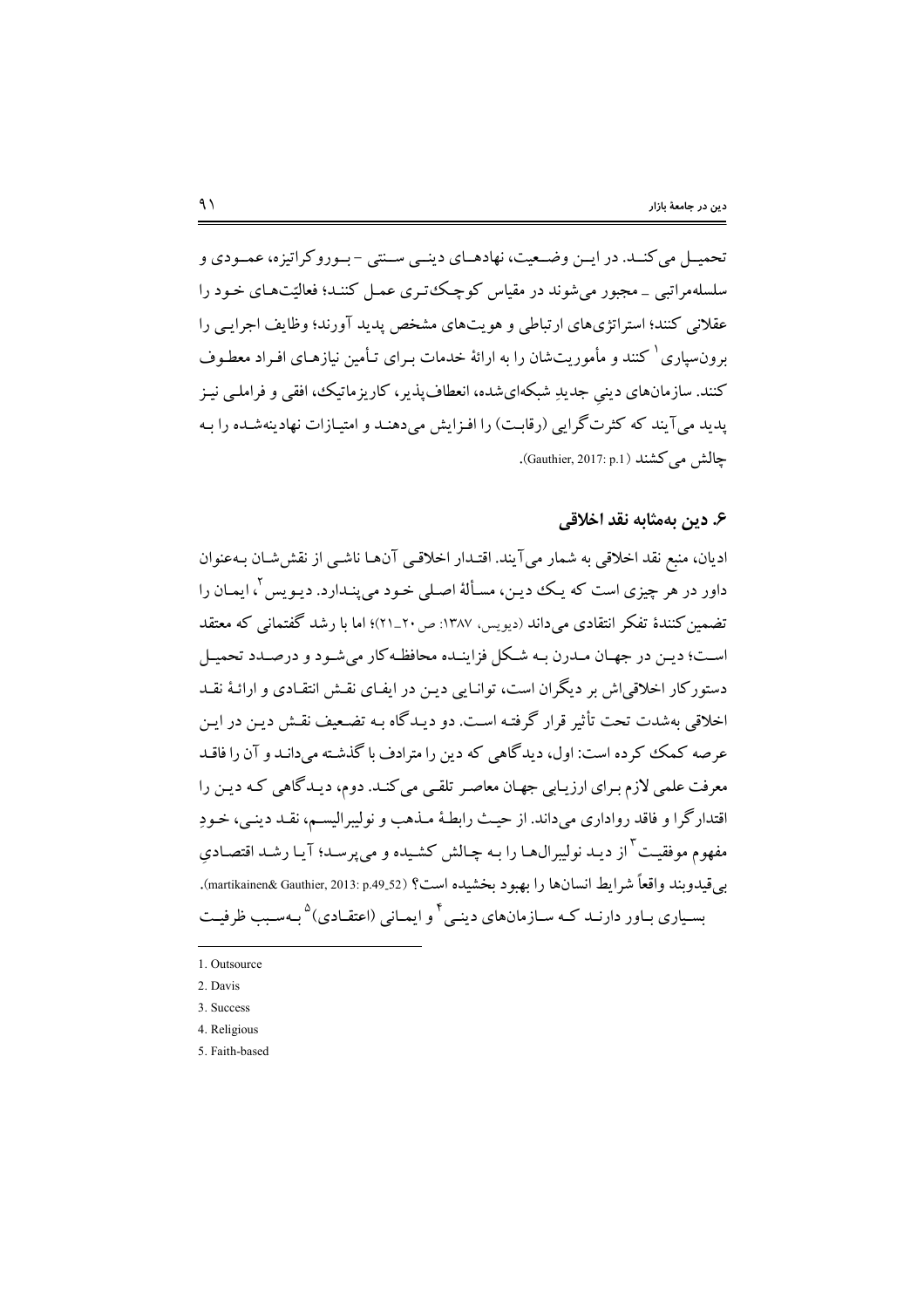تحمیـل می‌کنـد. در ایـن وضـعیت، نهادهـای دینـی سـنتی - بـوروکراتیزه، عمـودی و سلسله‌مراتبی ـ مجبور می‌شوند در مقیاس کوچک‌تری عمـل کننـد؛ فعالیّت‌هـای خـود را عقلانی کنند؛ استراتژی‌های ارتباطی و هویت‌های مشخص پدید آورند؛ وظایف اجرایـی را برون‌سپاری[1] کنند و مأموریت‌شان را به ارائهٔ خدمات بـرای تـأمین نیازهـای افـراد معطـوف کنند. سازمان‌های دینیِ جدیدِ شبکه‌ای‌شده، انعطاف‌پذیر، کاریزماتیک، افقی و فراملـی نیـز پدید می‌آیند که کثرت‌گرایی (رقابت) را افـزایش می‌دهنـد و امتیـازات نهادینه‌شـده را بـه چالش می‌کشند (Gauthier, 2017: p.1).

## ۶. دین به‌مثابه نقد اخلاقی

ادیان، منبع نقد اخلاقی به شمار می‌آیند. اقتـدار اخلاقـی آن‌ها ناشـی از نقش‌شـان بـه‌عنوان داور در هر چیزی است که یـک دیـن، مسألهٔ اصـلی خـود می‌پنـدارد. دیـویس[2]، ایمـان را تضمین‌کنندهٔ تفکر انتقادی می‌داند (دیویس، ۱۳۸۷: ص ۲۰ـ۲۱)؛ اما با رشد گفتمانی که معتقد اسـت؛ دیـن در جهـان مـدرن بـه شـکل فزاینـده محافظـه‌کار می‌شـود و درصـدد تحمیـل دستورکار اخلاقی‌اش بر دیگران است، توانـایی دیـن در ایفـای نقـش انتقـادی و ارائهٔ نقـد اخلاقی به‌شدت تحت تأثیر قرار گرفتـه اسـت. دو دیـدگاه بـه تضـعیف نقـش دیـن در ایـن عرصه کمک کرده است: اول، دیدگاهی که دین را مترادف با گذشته می‌دانـد و آن را فاقـد معرفت علمی لازم بـرای ارزیـابی جهـان معاصـر تلقـی می‌کنـد. دوم، دیـدگاهی کـه دیـن را اقتدارگرا و فاقد رواداری می‌داند. از حیـث رابطهٔ مـذهب و نولیبرالیسـم، نقـد دینـی، خـودِ مفهوم موفقیـت[3] از دیـد نولیبرال‌هـا را بـه چـالش کشـیده و می‌پرسـد؛ آیـا رشـد اقتصـادیِ بی‌قیدوبند واقعاً شرایط انسان‌ها را بهبود بخشیده است؟ (martikainen& Gauthier, 2013: p.49_52). بسـیاری بـاور دارنـد کـه سـازمان‌های دینـی[4] و ایمـانی (اعتقـادی)[5] بـه‌سـبب ظرفیـت

---

1. Outsource
2. Davis
3. Success
4. Religious
5. Faith-based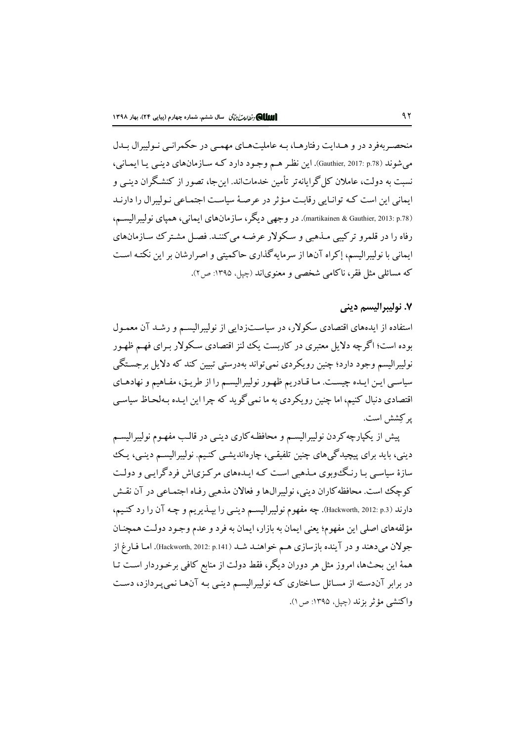منحصـربه‌فرد در و هـدایت رفتارهـا، بـه عاملیت‌هـای مهمـی در حکمرانـی نـولیبرال بـدل می‌شوند (Gauthier, 2017: p.78). این نظـر هـم وجـود دارد کـه سـازمان‌های دینـی یـا ایمـانی، نسبت به دولت، عاملان کل‌گرایانه‌تر تأمین خدمات‌اند. این‌جا، تصور از کنشـگران دینـی و ایمانی این است کـه توانـایی رقابـت مـؤثر در عرصـۀ سیاسـت اجتمـاعی نـولیبرال را دارنـد (martikainen & Gauthier, 2013: p.78). در وجهی دیگر، سازمان‌های ایمانی، همپای نولیبرالیسـم، رفاه را در قلمرو ترکیبی مـذهبی و سکولار عرضـه می‌کننـد. فصـل مشـترک سـازمان‌های ایمانی با نولیبرالیسم، إکراه آن‌ها از سرمایه‌گذاری حاکمیتی و اصرارشان بر این نکتـه اسـت که مسائلی مثل فقر، ناکامی شخصی و معنوی‌اند (چپل، ۱۳۹۵: ص۲).

## ۷. نولیبرالیسم دینی

استفاده از ایده‌های اقتصادی سکولار، در سیاسـت‌زدایی از نولیبرالیسـم و رشـد آن معمـول بوده است؛ اگرچه دلایل معتبری در کاربست یک لنز اقتصادی سـکولار بـرای فهـم ظهـور نولیبرالیسم وجود دارد؛ چنین رویکردی نمی‌تواند به‌درستی تبیین کند که دلایل برجسـتگی سیاسـی ایـن ایـده چیسـت. مـا قـادریم ظهـور نولیبرالیسـم را از طریـق، مفـاهیم و نهادهـای اقتصادی دنبال کنیم، اما چنین رویکردی به ما نمی‌گوید که چرا این ایـده بـه‌لحـاظ سیاسـی پرکِشش است.

پیش از یکپارچه‌کردن نولیبرالیسـم و محافظـه‌کاری دینـی در قالـب مفهـوم نولیبرالیسـم دینی، باید برای پیچیدگی‌های چنین تلفیقـی، چاره‌اندیشـی کنـیم. نولیبرالیسـم دینـی، یـک سازۀ سیاسـی بـا رنـگ‌وبوی مـذهبی اسـت کـه ایـده‌های مرکـزی‌اش فردگرایـی و دولـت کوچک است. محافظه‌کاران دینی، نولیبرال‌ها و فعالان مذهبی رفـاه اجتمـاعی در آن نقـش دارند (Hackworth, 2012: p.3). چه مفهوم نولیبرالیسـم دینـی را بپـذیریم و چـه آن را رد کنـیم، مؤلفه‌های اصلی این مفهوم؛ یعنی ایمان به بازار، ایمان به فرد و عدم وجـود دولـت همچنـان جولان می‌دهند و در آینده بازسازی هـم خواهنـد شـد (Hackworth, 2012: p.141). امـا فـارغ از همۀ این بحث‌ها، امروز مثل هر دوران دیگر، فقط دولت از منابع کافی برخـوردار اسـت تـا در برابر آن‌دسته از مسـائل سـاختاری کـه نولیبرالیسـم دینـی بـه آن‌هـا نمی‌پـردازد، دسـت واکنشی مؤثر بزند (چپل، ۱۳۹۵: ص۱).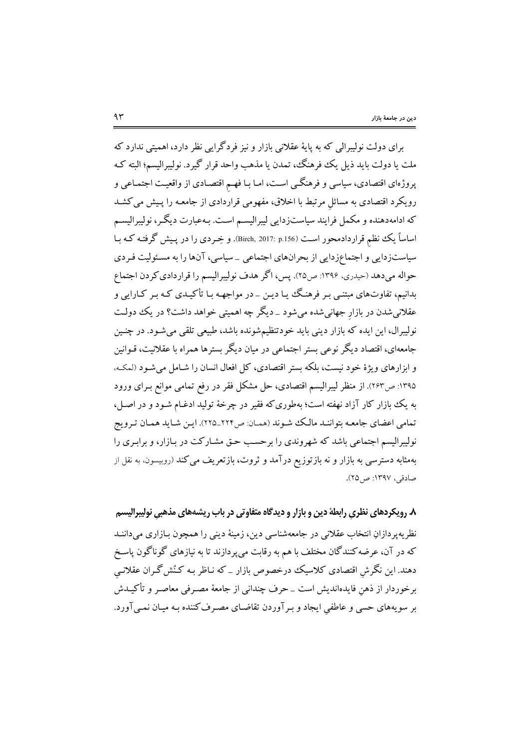برای دولت نولیبرالی که به پایهٔ عقلانی بازار و نیز فردگرایی نظر دارد، اهمیتی ندارد که ملت یا دولت باید ذیل یک فرهنگ، تمدن یا مذهب واحد قرار گیرد. نولیبرالیسم؛ البته که پروژه‌ای اقتصادی، سیاسی و فرهنگی است، اما با فهم اقتصادی از واقعیت اجتماعی و رویکرد اقتصادی به مسائلِ مرتبط با اخلاق، مفهومی قراردادی از جامعه را پیش می‌کشد که ادامه‌دهنده و مکمل فرایند سیاست‌زدایی لیبرالیسم است. به‌عبارت دیگر، نولیبرالیسم اساساً یک نظمِ قراردادمحور است (Birch, 2017: p.156). و خِردی را در پیش گرفته که با سیاست‌زدایی و اجتماع‌زدایی از بحران‌های اجتماعی ـ سیاسی، آن‌ها را به مسئولیت فردی حواله می‌دهد (حیدری، ۱۳۹۶: ص۲۵). پس، اگر هدف نولیبرالیسم را قراردادی‌کردن اجتماع بدانیم، تفاوت‌های مبتنی بر فرهنگ یا دین ـ در مواجهه با تأکیدی که بر کارایی و عقلانی‌شدن در بازارِ جهانی‌شده می‌شود ـ دیگر چه اهمیتی خواهد داشت؟ در یک دولت نولیبرال، این ایده که بازار دینی باید خودتنظیم‌شونده باشد، طبیعی تلقی می‌شود. در چنین جامعه‌ای، اقتصاد دیگر نوعی بستر اجتماعی در میان دیگر بسترها همراه با عقلانیت، قوانین و ابزارهای ویژهٔ خود نیست، بلکه بستر اقتصادی، کل افعال انسان را شامل می‌شود (لمکه، ۱۳۹۵: ص۲۶۳). از منظر لیبرالیسم اقتصادی، حل مشکل فقر در رفع تمامی موانع برای ورود به یک بازار کار آزاد نهفته است؛ به‌طوری‌که فقیر در چرخهٔ تولید ادغام شود و در اصل، تمامی اعضای جامعه بتوانند مالک شوند (همان: ص۲۲۴ـ۲۲۵). این شاید همان ترویج نولیبرالیسم اجتماعی باشد که شهروندی را برحسب حق مشارکت در بازار، و برابری را به‌مثابه دسترسی به بازار و نه بازتوزیع درآمد و ثروت، بازتعریف می‌کند (روبیسون، به نقل از صادقی، ۱۳۹۷: ص۲۵).

## ۸. رویکردهای نظریِ رابطهٔ دین و بازار و دیدگاه متفاوتی در باب ریشه‌های مذهبیِ نولیبرالیسم

نظریه‌پردازانِ انتخاب عقلانی در جامعه‌شناسی دین، زمینهٔ دینی را همچون بازاری می‌دانند که در آن، عرضه‌کنندگان مختلف با هم به رقابت می‌پردازند تا به نیازهای گوناگون پاسخ دهند. این نگرشِ اقتصادی کلاسیک درخصوص بازار ـ که ناظر به کنُش‌گران عقلانیِ برخوردار از ذهنِ فایده‌اندیش است ـ حرف چندانی از جامعهٔ مصرفی معاصر و تأکیدش بر سویه‌های حسی و عاطفیِ ایجاد و برآوردن تقاضای مصرف‌کننده به میان نمی‌آورد.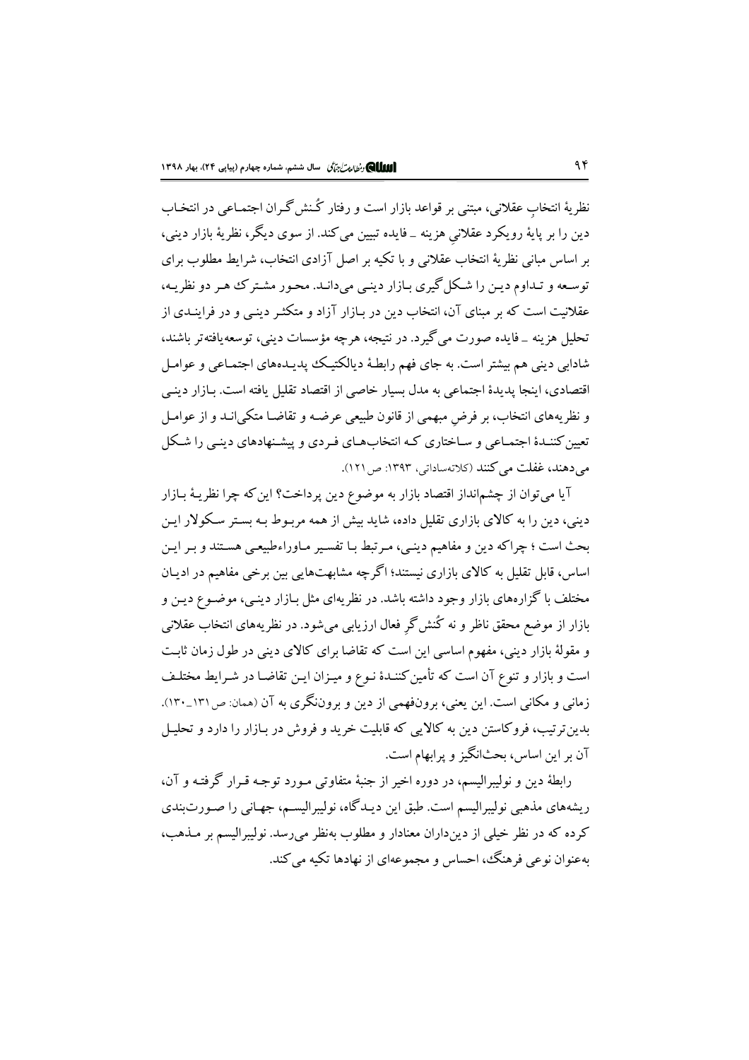نظریهٔ انتخابِ عقلانی، مبتنی بر قواعد بازار است و رفتار کُنش‌گران اجتماعی در انتخاب دین را بر پایهٔ رویکرد عقلانیِ هزینه ـ فایده تبیین می‌کند. از سوی دیگر، نظریهٔ بازار دینی، بر اساس مبانی نظریهٔ انتخاب عقلانی و با تکیه بر اصل آزادی انتخاب، شرایط مطلوب برای توسعه و تداوم دین را شکل‌گیری بازار دینی می‌داند. محور مشترک هر دو نظریه، عقلانیت است که بر مبنای آن، انتخاب دین در بازار آزاد و متکثر دینی و در فرایندی از تحلیل هزینه ـ فایده صورت می‌گیرد. در نتیجه، هرچه مؤسسات دینی، توسعه‌یافته‌تر باشند، شادابی دینی هم بیشتر است. به جای فهم رابطهٔ دیالکتیک پدیده‌های اجتماعی و عوامل اقتصادی، اینجا پدیدهٔ اجتماعی به مدل بسیار خاصی از اقتصاد تقلیل یافته است. بازار دینی و نظریه‌های انتخاب، بر فرضِ مبهمی از قانون طبیعی عرضه و تقاضا متکی‌اند و از عوامل تعیین‌کنندهٔ اجتماعی و ساختاری که انتخاب‌های فردی و پیشنهادهای دینی را شکل می‌دهند، غفلت می‌کنند (کلاته‌ساداتی، ۱۳۹۳: ص ۱۲۱).

آیا می‌توان از چشم‌انداز اقتصاد بازار به موضوع دین پرداخت؟ این‌که چرا نظریهٔ بازار دینی، دین را به کالای بازاری تقلیل داده، شاید بیش از همه مربوط به بستر سکولار این بحث است؛ چراکه دین و مفاهیم دینی، مرتبط با تفسیر ماوراءطبیعی هستند و بر این اساس، قابل تقلیل به کالای بازاری نیستند؛ اگرچه مشابهت‌هایی بین برخی مفاهیم در ادیان مختلف با گزاره‌های بازار وجود داشته باشد. در نظریه‌ای مثل بازار دینی، موضوع دین و بازار از موضع محقق ناظر و نه کُنش‌گرِ فعال ارزیابی می‌شود. در نظریه‌های انتخاب عقلانی و مقولهٔ بازار دینی، مفهوم اساسی این است که تقاضا برای کالای دینی در طول زمان ثابت است و بازار و تنوع آن است که تأمین‌کنندهٔ نوع و میزان این تقاضا در شرایط مختلف زمانی و مکانی است. این یعنی، برون‌فهمی از دین و برون‌نگری به آن (همان: ص ۱۳۱ـ۱۳۰). بدین‌ترتیب، فروکاستن دین به کالایی که قابلیت خرید و فروش در بازار را دارد و تحلیل آن بر این اساس، بحث‌انگیز و پرابهام است.

رابطهٔ دین و نولیبرالیسم، در دوره اخیر از جنبهٔ متفاوتی مورد توجه قرار گرفته و آن، ریشه‌های مذهبی نولیبرالیسم است. طبق این دیدگاه، نولیبرالیسم، جهانی را صورت‌بندی کرده که در نظر خیلی از دین‌داران معنادار و مطلوب به‌نظر می‌رسد. نولیبرالیسم بر مذهب، به‌عنوان نوعی فرهنگ، احساس و مجموعه‌ای از نهادها تکیه می‌کند.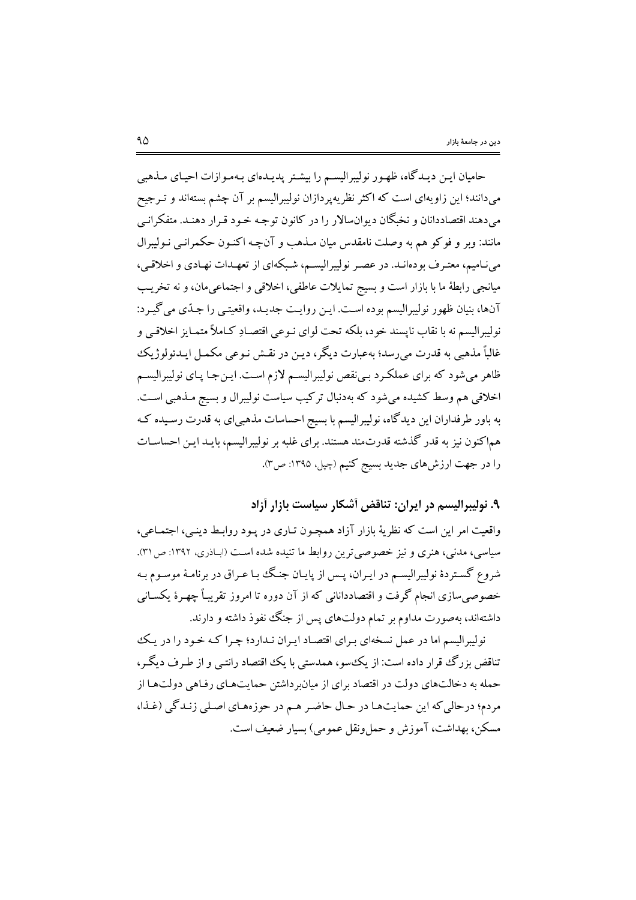حامیان این دیدگاه، ظهور نولیبرالیسم را بیشتر پدیده‌ای به‌موازات احیای مذهبی می‌دانند؛ این زاویه‌ای است که اکثر نظریه‌پردازان نولیبرالیسم بر آن چشم بسته‌اند و ترجیح می‌دهند اقتصاددانان و نخبگان دیوان‌سالار را در کانون توجه خود قرار دهند. متفکرانی مانند: وبر و فوکو هم به وصلت نامقدس میان مذهب و آنچه اکنون حکمرانی نولیبرال می‌نامیم، معترف بوده‌اند. در عصر نولیبرالیسم، شبکه‌ای از تعهدات نهادی و اخلاقی، میانجی رابطهٔ ما با بازار است و بسیج تمایلات عاطفی، اخلاقی و اجتماعی‌مان، و نه تخریب آن‌ها، بنیان ظهور نولیبرالیسم بوده است. این روایت جدید، واقعیتی را جدّی می‌گیرد: نولیبرالیسم نه با نقاب ناپسند خود، بلکه تحت لوای نوعی اقتصادِ کاملاً متمایز اخلاقی و غالباً مذهبی به قدرت می‌رسد؛ به‌عبارت دیگر، دین در نقش نوعی مکمل ایدئولوژیک ظاهر می‌شود که برای عملکرد بی‌نقص نولیبرالیسم لازم است. این‌جا پای نولیبرالیسم اخلاقی هم وسط کشیده می‌شود که به‌دنبال ترکیب سیاست نولیبرال و بسیج مذهبی است. به باور طرفداران این دیدگاه، نولیبرالیسم با بسیج احساسات مذهبی‌ای به قدرت رسیده که هم‌اکنون نیز به قدر گذشته قدرت‌مند هستند. برای غلبه بر نولیبرالیسم، باید این احساسات را در جهت ارزش‌های جدید بسیج کنیم (چپل، ۱۳۹۵: ص۳).

## ۹. نولیبرالیسم در ایران: تناقض آشکار سیاست بازار آزاد

واقعیت امر این است که نظریهٔ بازار آزاد همچون تاری در پود روابط دینی، اجتماعی، سیاسی، مدنی، هنری و نیز خصوصی‌ترین روابط ما تنیده شده است (اباذری، ۱۳۹۲: ص۳۱). شروع گستردهٔ نولیبرالیسم در ایران، پس از پایان جنگ با عراق در برنامهٔ موسوم به خصوصی‌سازی انجام گرفت و اقتصاددانانی که از آن دوره تا امروز تقریباً چهرهٔ یکسانی داشته‌اند، به‌صورت مداوم بر تمام دولت‌های پس از جنگ نفوذ داشته و دارند.

نولیبرالیسم اما در عمل نسخه‌ای برای اقتصاد ایران ندارد؛ چرا که خود را در یک تناقض بزرگ قرار داده است: از یک‌سو، همدستی با یک اقتصاد رانتی و از طرف دیگر، حمله به دخالت‌های دولت در اقتصاد برای از میان‌برداشتن حمایت‌های رفاهی دولت‌ها از مردم؛ درحالی که این حمایت‌ها در حال حاضر هم در حوزه‌های اصلی زندگی (غذا، مسکن، بهداشت، آموزش و حمل‌ونقل عمومی) بسیار ضعیف است.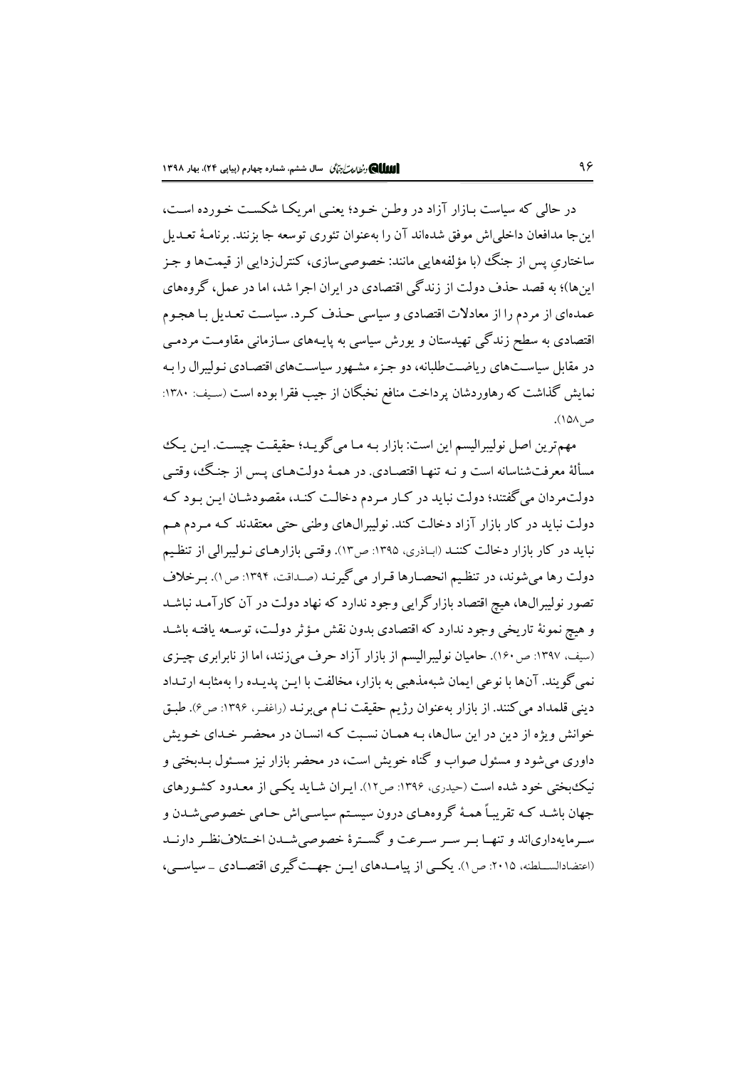در حالی که سیاست بازار آزاد در وطن خود؛ یعنی امریکا شکست خورده است، این‌جا مدافعان داخلی‌اش موفق شده‌اند آن را به‌عنوان تئوری توسعه جا بزنند. برنامهٔ تعدیل ساختاریِ پس از جنگ (با مؤلفه‌هایی مانند: خصوصی‌سازی، کنترل‌زدایی از قیمت‌ها و جز این‌ها)؛ به قصد حذف دولت از زندگی اقتصادی در ایران اجرا شد، اما در عمل، گروه‌های عمده‌ای از مردم را از معادلات اقتصادی و سیاسی حذف کرد. سیاست تعدیل با هجوم اقتصادی به سطح زندگی تهیدستان و یورش سیاسی به پایه‌های سازمانی مقاومت مردمی در مقابل سیاست‌های ریاضت‌طلبانه، دو جزء مشهور سیاست‌های اقتصادی نولیبرال را به نمایش گذاشت که رهاوردشان پرداخت منافع نخبگان از جیب فقرا بوده است (سیف: ۱۳۸۰: ص۱۵۸).

مهم‌ترین اصل نولیبرالیسم این است: بازار به ما می‌گوید؛ حقیقت چیست. این یک مسألهٔ معرفت‌شناسانه است و نه تنها اقتصادی. در همهٔ دولت‌های پس از جنگ، وقتی دولت‌مردان می‌گفتند؛ دولت نباید در کار مردم دخالت کند، مقصودشان این بود که دولت نباید در کار بازار آزاد دخالت کند. نولیبرال‌های وطنی حتی معتقدند که مردم هم نباید در کار بازار دخالت کنند (اباذری، ۱۳۹۵: ص۱۳). وقتی بازارهای نولیبرالی از تنظیم دولت رها می‌شوند، در تنظیم انحصارها قرار می‌گیرند (صداقت، ۱۳۹۴: ص۱). برخلاف تصور نولیبرال‌ها، هیچ اقتصاد بازارگرایی وجود ندارد که نهاد دولت در آن کارآمد نباشد و هیچ نمونهٔ تاریخی وجود ندارد که اقتصادی بدون نقش مؤثر دولت، توسعه یافته باشد (سیف، ۱۳۹۷: ص۱۶۰). حامیان نولیبرالیسم از بازار آزاد حرف می‌زنند، اما از نابرابری چیزی نمی‌گویند. آن‌ها با نوعی ایمان شبه‌مذهبی به بازار، مخالفت با این پدیده را به‌مثابه ارتداد دینی قلمداد می‌کنند. از بازار به‌عنوان رژیم حقیقت نام می‌برند (راغفر، ۱۳۹۶: ص۶). طبق خوانش ویژه از دین در این سال‌ها، به همان نسبت که انسان در محضر خدای خویش داوری می‌شود و مسئول صواب و گناه خویش است، در محضر بازار نیز مسئول بدبختی و نیک‌بختی خود شده است (حیدری، ۱۳۹۶: ص۱۲). ایران شاید یکی از معدود کشورهای جهان باشد که تقریباً همهٔ گروه‌های درون سیستم سیاسی‌اش حامی خصوصی‌شدن و سرمایه‌داری‌اند و تنها بر سر سرعت و گسترهٔ خصوصی‌شدن اختلاف‌نظر دارند (اعتضادالسلطنه، ۲۰۱۵: ص۱). یکی از پیامدهای این جهت‌گیری اقتصادی ـ سیاسی،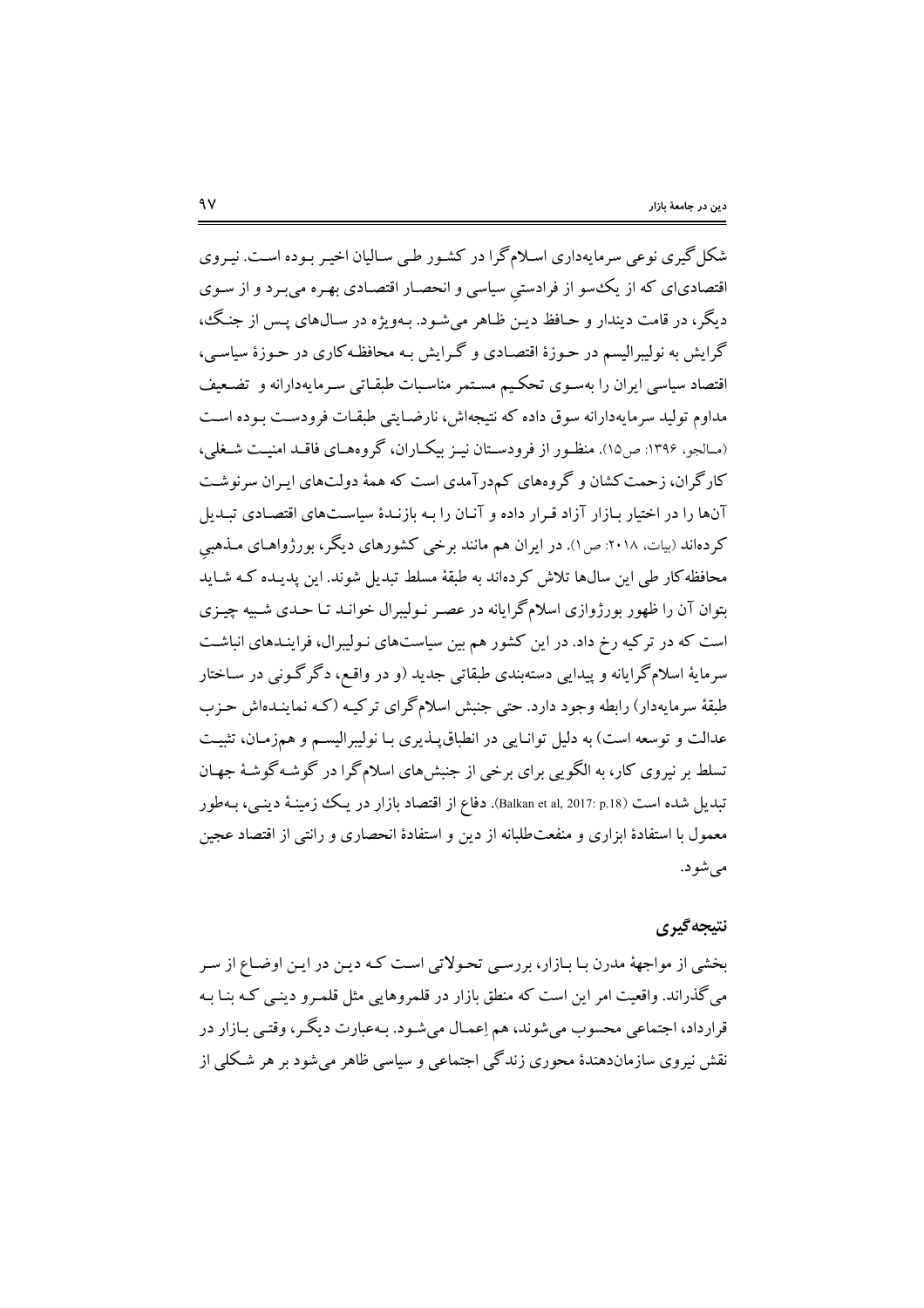شکل‌گیری نوعی سرمایه‌داری اسلام‌گرا در کشور طی سالیان اخیر بوده است. نیروی اقتصادی‌ای که از یک‌سو از فرادستیِ سیاسی و انحصار اقتصادی بهره می‌برد و از سوی دیگر، در قامت دیندار و حافظ دین ظاهر می‌شود. به‌ویژه در سال‌های پس از جنگ، گرایش به نولیبرالیسم در حوزهٔ اقتصادی و گرایش به محافظه‌کاری در حوزهٔ سیاسی، اقتصاد سیاسی ایران را به‌سوی تحکیم مستمر مناسبات طبقاتی سرمایه‌دارانه و تضعیف مداوم تولید سرمایه‌دارانه سوق داده که نتیجه‌اش، نارضایتی طبقات فرودست بوده است (مالجو، ۱۳۹۶: ص۱۵). منظور از فرودستان نیز بیکاران، گروه‌های فاقد امنیت شغلی، کارگران، زحمت‌کشان و گروه‌های کم‌درآمدی است که همهٔ دولت‌های ایران سرنوشت آن‌ها را در اختیار بازار آزاد قرار داده و آنان را به بازندهٔ سیاست‌های اقتصادی تبدیل کرده‌اند (بیات، ۲۰۱۸: ص۱). در ایران هم مانند برخی کشورهای دیگر، بورژواهای مذهبیِ محافظه‌کار طی این سال‌ها تلاش کرده‌اند به طبقهٔ مسلط تبدیل شوند. این پدیده که شاید بتوان آن را ظهور بورژوازی اسلام‌گرایانه در عصر نولیبرال خواند تا حدی شبیه چیزی است که در ترکیه رخ داد. در این کشور هم بین سیاست‌های نولیبرال، فرایندهای انباشت سرمایهٔ اسلام‌گرایانه و پیدایی دسته‌بندی طبقاتی جدید (و در واقع، دگرگونی در ساختار طبقهٔ سرمایه‌دار) رابطه وجود دارد. حتی جنبش اسلام‌گرای ترکیه (که نماینده‌اش حزب عدالت و توسعه است) به دلیل توانایی در انطباق‌پذیری با نولیبرالیسم و هم‌زمان، تثبیت تسلط بر نیروی کار، به الگویی برای برخی از جنبش‌های اسلام‌گرا در گوشه‌گوشهٔ جهان تبدیل شده است (Balkan et al, 2017: p.18). دفاع از اقتصاد بازار در یک زمینهٔ دینی، به‌طور معمول با استفادهٔ ابزاری و منفعت‌طلبانه از دین و استفادهٔ انحصاری و رانتی از اقتصاد عجین می‌شود.

## نتیجه‌گیری

بخشی از مواجههٔ مدرن با بازار، بررسی تحولاتی است که دین در این اوضاع از سر می‌گذراند. واقعیت امر این است که منطق بازار در قلمروهایی مثل قلمرو دینی که بنا به قرارداد، اجتماعی محسوب می‌شوند، هم اِعمال می‌شود. به‌عبارت دیگر، وقتی بازار در نقش نیروی سازمان‌دهندهٔ محوری زندگی اجتماعی و سیاسی ظاهر می‌شود بر هر شکلی از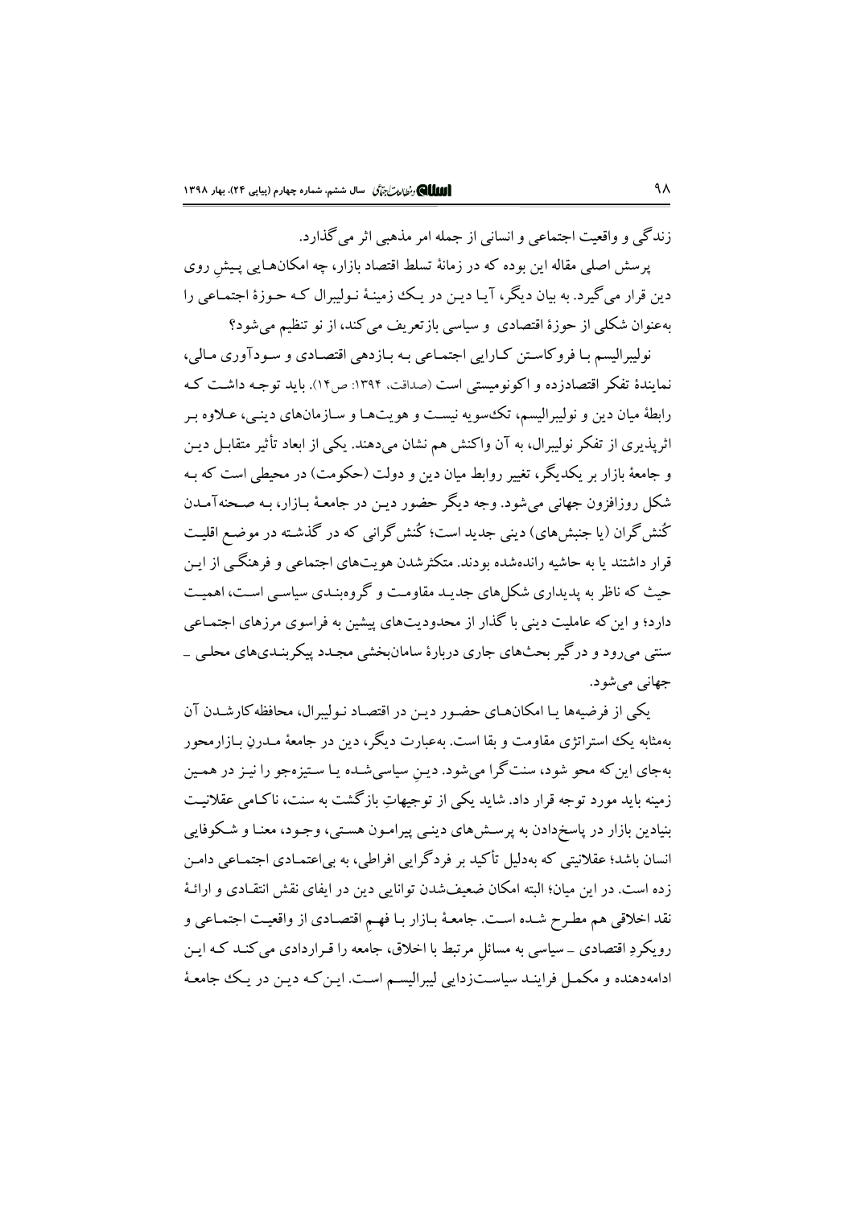زندگی و واقعیت اجتماعی و انسانی از جمله امر مذهبی اثر می‌گذارد.

پرسش اصلی مقاله این بوده که در زمانهٔ تسلط اقتصاد بازار، چه امکان‌هایی پیشِ روی دین قرار می‌گیرد. به بیان دیگر، آیا دین در یک زمینهٔ نولیبرال که حوزهٔ اجتماعی را به‌عنوان شکلی از حوزهٔ اقتصادی و سیاسی بازتعریف می‌کند، از نو تنظیم می‌شود؟

نولیبرالیسم با فروکاستن کارایی اجتماعی به بازدهی اقتصادی و سودآوری مالی، نمایندهٔ تفکر اقتصادزده و اکونومیستی است (صداقت، ۱۳۹۴: ص۱۴). باید توجه داشت که رابطهٔ میان دین و نولیبرالیسم، تک‌سویه نیست و هویت‌ها و سازمان‌های دینی، علاوه بر اثرپذیری از تفکر نولیبرال، به آن واکنش هم نشان می‌دهند. یکی از ابعاد تأثیر متقابل دین و جامعهٔ بازار بر یکدیگر، تغییر روابط میان دین و دولت (حکومت) در محیطی است که به شکل روزافزون جهانی می‌شود. وجه دیگر حضور دین در جامعهٔ بازار، به صحنه‌آمدن کُنش‌گران (یا جنبش‌های) دینی جدید است؛ کُنش‌گرانی که در گذشته در موضع اقلیت قرار داشتند یا به حاشیه رانده‌شده بودند. متکثرشدن هویت‌های اجتماعی و فرهنگی از این حیث که ناظر به پدیداری شکل‌های جدید مقاومت و گروه‌بندی سیاسی است، اهمیت دارد؛ و این‌که عاملیت دینی با گذار از محدودیت‌های پیشین به فراسوی مرزهای اجتماعی سنتی می‌رود و درگیر بحث‌های جاری دربارهٔ سامان‌بخشی مجدد پیکربندی‌های محلی ـ جهانی می‌شود.

یکی از فرضیه‌ها یا امکان‌های حضور دین در اقتصاد نولیبرال، محافظه‌کارشدن آن به‌مثابه یک استراتژی مقاومت و بقا است. به‌عبارت دیگر، دین در جامعهٔ مدرنِ بازارمحور به‌جای این‌که محو شود، سنت‌گرا می‌شود. دینِ سیاسی‌شده یا ستیزه‌جو را نیز در همین زمینه باید مورد توجه قرار داد. شاید یکی از توجیهاتِ بازگشت به سنت، ناکامی عقلانیت بنیادین بازار در پاسخ‌دادن به پرسش‌های دینی پیرامون هستی، وجود، معنا و شکوفایی انسان باشد؛ عقلانیتی که به‌دلیل تأکید بر فردگرایی افراطی، به بی‌اعتمادی اجتماعی دامن زده است. در این میان؛ البته امکان ضعیف‌شدن توانایی دین در ایفای نقش انتقادی و ارائهٔ نقد اخلاقی هم مطرح شده است. جامعهٔ بازار با فهمِ اقتصادی از واقعیت اجتماعی و رویکردِ اقتصادی ـ سیاسی به مسائلِ مرتبط با اخلاق، جامعه را قراردادی می‌کند که این ادامه‌دهنده و مکمل فرایند سیاست‌زدایی لیبرالیسم است. این‌که دین در یک جامعهٔ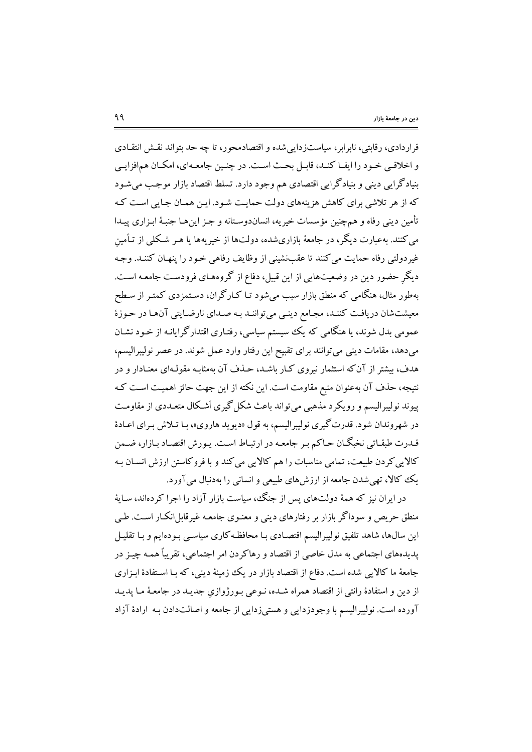قراردادی، رقابتی، نابرابر، سیاست‌زدایی‌شده و اقتصادمحور، تا چه حد بتواند نقش انتقادی و اخلاقی خود را ایفا کند، قابل بحث است. در چنین جامعه‌ای، امکان هم‌افزایی بنیادگرایی دینی و بنیادگرایی اقتصادی هم وجود دارد. تسلط اقتصاد بازار موجب می‌شود که از هر تلاشی برای کاهش هزینه‌های دولت حمایت شود. این همان جایی است که تأمین دینی رفاه و هم‌چنین مؤسسات خیریه، انسان‌دوستانه و جز این‌ها جنبهٔ ابزاری پیدا می‌کنند. به‌عبارت دیگر، در جامعهٔ بازاری‌شده، دولت‌ها از خیریه‌ها یا هر شکلی از تأمینِ غیردولتی رفاه حمایت می‌کنند تا عقب‌نشینی از وظایف رفاهی خود را پنهان کنند. وجه دیگرِ حضور دین در وضعیت‌هایی از این قبیل، دفاع از گروه‌های فرودست جامعه است. به‌طور مثال، هنگامی که منطق بازار سبب می‌شود تا کارگران، دستمزدی کمتر از سطح معیشت‌شان دریافت کنند، مجامع دینی می‌توانند به صدای نارضایتی آن‌ها در حوزهٔ عمومی بدل شوند، یا هنگامی که یک سیستم سیاسی، رفتاری اقتدارگرایانه از خود نشان می‌دهد، مقامات دینی می‌توانند برای تقبیح این رفتار وارد عمل شوند. در عصر نولیبرالیسم، هدف، بیشتر از آن‌که استثمار نیروی کار باشد، حذف آن به‌مثابه مقوله‌ای معنادار و در نتیجه، حذف آن به‌عنوان منبع مقاومت است. این نکته از این جهت حائز اهمیت است که پیوند نولیبرالیسم و رویکرد مذهبی می‌تواند باعث شکل‌گیری اَشکال متعددی از مقاومت در شهروندان شود. قدرت‌گیری نولیبرالیسم، به قول «دیوید هاروی»، با تلاش برای اعادهٔ قدرت طبقاتی نخبگان حاکم بر جامعه در ارتباط است. یورش اقتصاد بازار، ضمن کالایی‌کردن طبیعت، تمامی مناسبات را هم کالایی می‌کند و با فروکاستن ارزش انسان به یک کالا، تهی‌شدن جامعه از ارزش‌های طبیعی و انسانی را به‌دنبال می‌آورد.

در ایران نیز که همهٔ دولت‌های پس از جنگ، سیاست بازار آزاد را اجرا کرده‌اند، سایهٔ منطق حریص و سوداگر بازار بر رفتارهای دینی و معنوی جامعه غیرقابل‌انکار است. طی این سال‌ها، شاهد تلفیق نولیبرالیسم اقتصادی با محافظه‌کاری سیاسی بوده‌ایم و با تقلیل پدیده‌های اجتماعی به مدل خاصی از اقتصاد و رهاکردن امر اجتماعی، تقریباً همه چیز در جامعهٔ ما کالایی شده است. دفاع از اقتصاد بازار در یک زمینهٔ دینی، که با استفادهٔ ابزاری از دین و استفادهٔ رانتی از اقتصاد همراه شده، نوعی بورژوازیِ جدید در جامعهٔ ما پدید آورده است. نولیبرالیسم با وجودزدایی و هستی‌زدایی از جامعه و اصالت‌دادن به ارادهٔ آزاد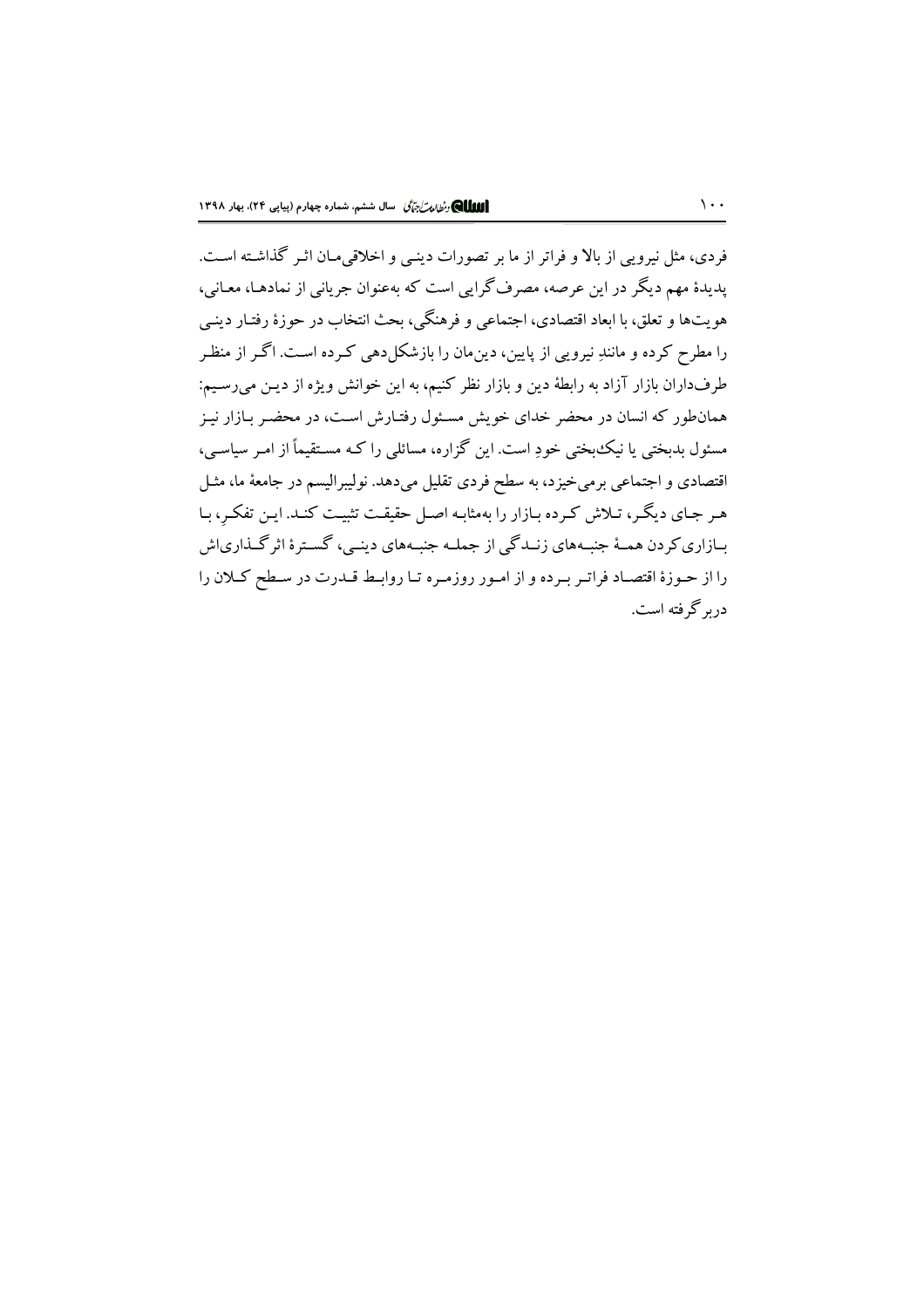فردی، مثل نیرویی از بالا و فراتر از ما بر تصورات دینی و اخلاقی‌مان اثر گذاشته است. پدیدهٔ مهم دیگر در این عرصه، مصرف‌گرایی است که به‌عنوان جریانی از نمادها، معانی، هویت‌ها و تعلق، با ابعاد اقتصادی، اجتماعی و فرهنگی، بحث انتخاب در حوزهٔ رفتار دینی را مطرح کرده و مانندِ نیرویی از پایین، دین‌مان را بازشکل‌دهی کرده است. اگر از منظر طرف‌داران بازار آزاد به رابطهٔ دین و بازار نظر کنیم، به این خوانش ویژه از دین می‌رسیم: همان‌طور که انسان در محضر خدای خویش مسئول رفتارش است، در محضر بازار نیز مسئول بدبختی یا نیک‌بختی خودِ است. این گزاره، مسائلی را که مستقیماً از امر سیاسی، اقتصادی و اجتماعی برمی‌خیزد، به سطح فردی تقلیل می‌دهد. نولیبرالیسم در جامعهٔ ما، مثل هر جای دیگر، تلاش کرده بازار را به‌مثابه اصل حقیقت تثبیت کند. این تفکرِ، با بازاری‌کردن همهٔ جنبه‌های زندگی از جمله جنبه‌های دینی، گسترهٔ اثرگذاری‌اش را از حوزهٔ اقتصاد فراتر برده و از امور روزمره تا روابط قدرت در سطح کلان را دربر گرفته است.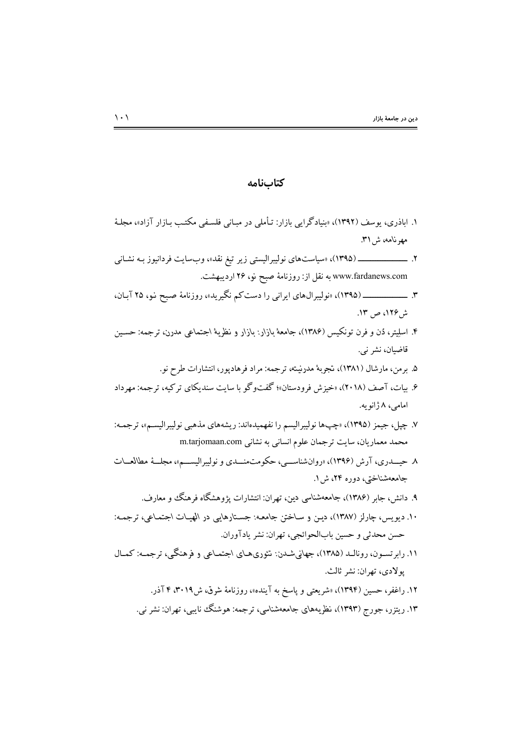## کتاب‌نامه

۱. اباذری، یوسف (۱۳۹۲)، «بنیادگرایی بازار: تأملی در مبانی فلسفی مکتب بازار آزاد»، مجلهٔ مهرنامه، ش ۳۱.

۲. ـــــــــــــــ (۱۳۹۵)، «سیاست‌های نولیبرالیستی زیر تیغ نقد»، وب‌سایت فردانیوز به نشانی www.fardanews.com به نقل از: روزنامهٔ صبح نو، ۲۶ اردیبهشت.

۳. ـــــــــــــــ (۱۳۹۵)، «نولیبرال‌های ایرانی را دست‌کم نگیرید»، روزنامهٔ صبح نو، ۲۵ آبان، ش ۱۲۶، ص ۱۳.

۴. اسلیتر، دُن و فرن تونکیس (۱۳۸۶)، جامعهٔ بازار: بازار و نظریهٔ اجتماعی مدرن، ترجمه: حسین قاضیان، نشر نی.

۵. برمن، مارشال (۱۳۸۱)، تجربهٔ مدرنیته، ترجمه: مراد فرهادپور، انتشارات طرح نو.

۶. بیات، آصف (۲۰۱۸)، «خیزش فرودستان»؛ گفت‌وگو با سایت سندیکای ترکیه، ترجمه: مهرداد امامی، ۸ ژانویه.

۷. چپل، جیمز (۱۳۹۵)، «چپ‌ها نولیبرالیسم را نفهمیده‌اند: ریشه‌های مذهبی نولیبرالیسم»، ترجمه: محمد معماریان، سایت ترجمان علوم انسانی به نشانی m.tarjomaan.com

۸. حیدری، آرش (۱۳۹۶)، «روان‌شناسی، حکومت‌مندی و نولیبرالیسم»، مجلهٔ مطالعات جامعه‌شناختی، دوره ۲۴، ش ۱.

۹. دانش، جابر (۱۳۸۶)، جامعه‌شناسی دین، تهران: انتشارات پژوهشگاه فرهنگ و معارف.

۱۰. دیویس، چارلز (۱۳۸۷)، دین و ساختن جامعه: جستارهایی در الهیات اجتماعی، ترجمه: حسن محدثی و حسین باب‌الحوائجی، تهران: نشر یادآوران.

۱۱. رابرتسون، رونالد (۱۳۸۵)، جهانی‌شدن: تئوری‌های اجتماعی و فرهنگی، ترجمه: کمال پولادی، تهران: نشر ثالث.

۱۲. راغفر، حسین (۱۳۹۴)، «شریعتی و پاسخ به آینده»، روزنامهٔ شرق، ش ۳۰۱۹، ۴ آذر.

۱۳. ریتزر، جورج (۱۳۹۳)، نظریه‌های جامعه‌شناسی، ترجمه: هوشنگ نایبی، تهران: نشر نی.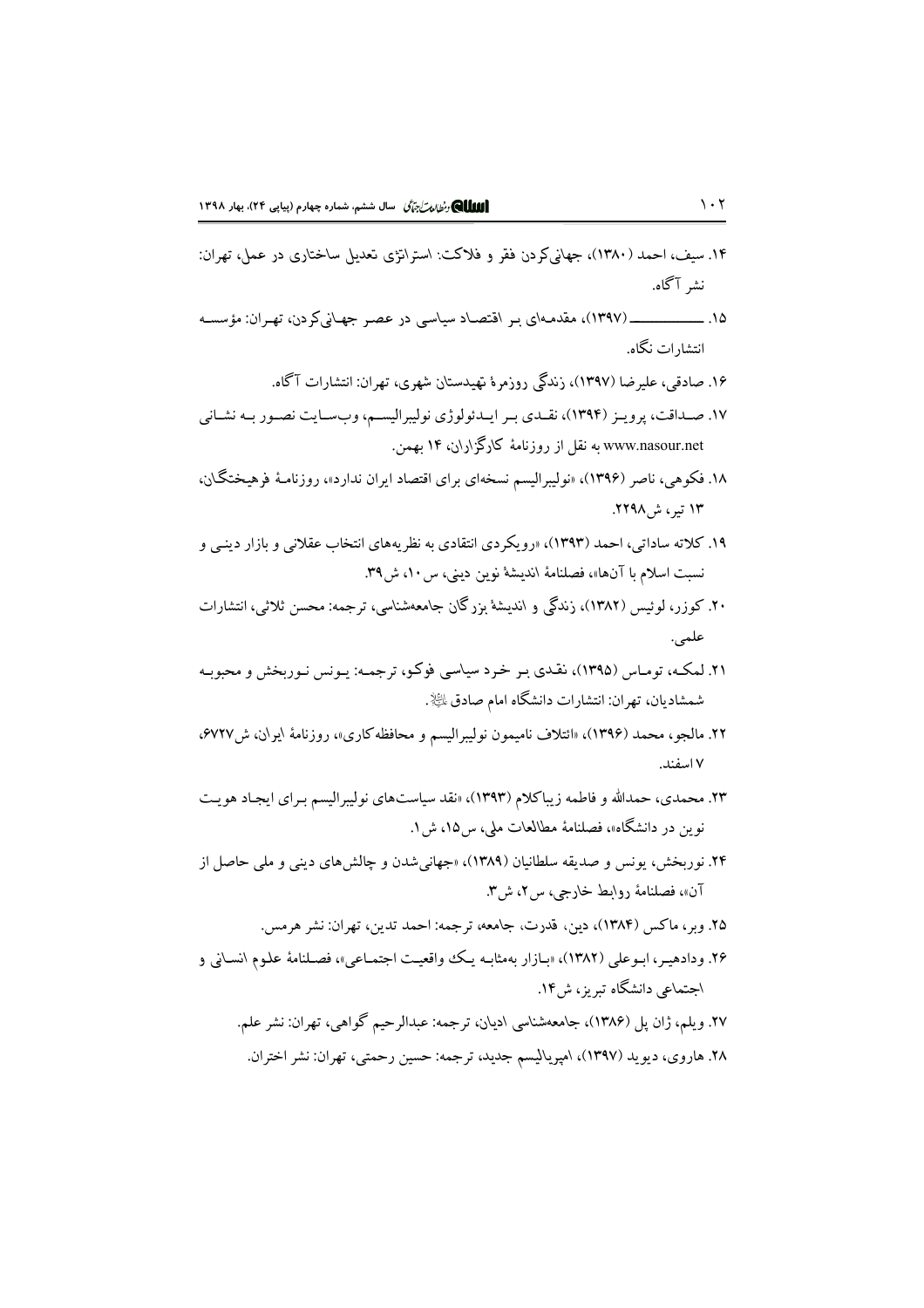۱۴. سیف، احمد (۱۳۸۰)، جهانی‌کردن فقر و فلاکت: استراتژی تعدیل ساختاری در عمل، تهران: نشر آگاه.

۱۵. ـــــــــــــ (۱۳۹۷)، مقدمه‌ای بر اقتصاد سیاسی در عصر جهانی‌کردن، تهران: مؤسسه انتشارات نگاه.

۱۶. صادقی، علیرضا (۱۳۹۷)، زندگی روزمرهٔ تهیدستان شهری، تهران: انتشارات آگاه.

۱۷. صداقت، پرویز (۱۳۹۴)، نقدی بر ایدئولوژی نولیبرالیسم، وب‌سایت نصور به نشانی www.nasour.net به نقل از روزنامهٔ کارگزاران، ۱۴ بهمن.

۱۸. فکوهی، ناصر (۱۳۹۶)، «نولیبرالیسم نسخه‌ای برای اقتصاد ایران ندارد»، روزنامهٔ فرهیختگان، ۱۳ تیر، ش۲۲۹۸.

۱۹. کلاته ساداتی، احمد (۱۳۹۳)، «رویکردی انتقادی به نظریه‌های انتخاب عقلانی و بازار دینی و نسبت اسلام با آن‌ها»، فصلنامهٔ اندیشهٔ نوین دینی، س۱۰، ش۳۹.

۲۰. کوزر، لوئیس (۱۳۸۲)، زندگی و اندیشهٔ بزرگان جامعه‌شناسی، ترجمه: محسن ثلاثی، انتشارات علمی.

۲۱. لمکه، توماس (۱۳۹۵)، نقدی بر خرد سیاسی فوکو، ترجمه: یونس نوربخش و محبوبه شمشادیان، تهران: انتشارات دانشگاه امام صادق علیه‌السلام.

۲۲. مالجو، محمد (۱۳۹۶)، «ائتلاف نامیمون نولیبرالیسم و محافظه‌کاری»، روزنامهٔ ایران، ش۶۷۲۷، ۷ اسفند.

۲۳. محمدی، حمدالله و فاطمه زیباکلام (۱۳۹۳)، «نقد سیاست‌های نولیبرالیسم برای ایجاد هویت نوین در دانشگاه»، فصلنامهٔ مطالعات ملی، س۱۵، ش۱.

۲۴. نوربخش، یونس و صدیقه سلطانیان (۱۳۸۹)، «جهانی‌شدن و چالش‌های دینی و ملی حاصل از آن»، فصلنامهٔ روابط خارجی، س۲، ش۳.

۲۵. وبر، ماکس (۱۳۸۴)، دین، قدرت، جامعه، ترجمه: احمد تدین، تهران: نشر هرمس.

۲۶. ودادهیر، ابوعلی (۱۳۸۲)، «بازار به‌مثابه یک واقعیت اجتماعی»، فصلنامهٔ علوم انسانی و اجتماعی دانشگاه تبریز، ش۱۴.

۲۷. ویلم، ژان پل (۱۳۸۶)، جامعه‌شناسی ادیان، ترجمه: عبدالرحیم گواهی، تهران: نشر علم.

۲۸. هاروی، دیوید (۱۳۹۷)، امپریالیسم جدید، ترجمه: حسین رحمتی، تهران: نشر اختران.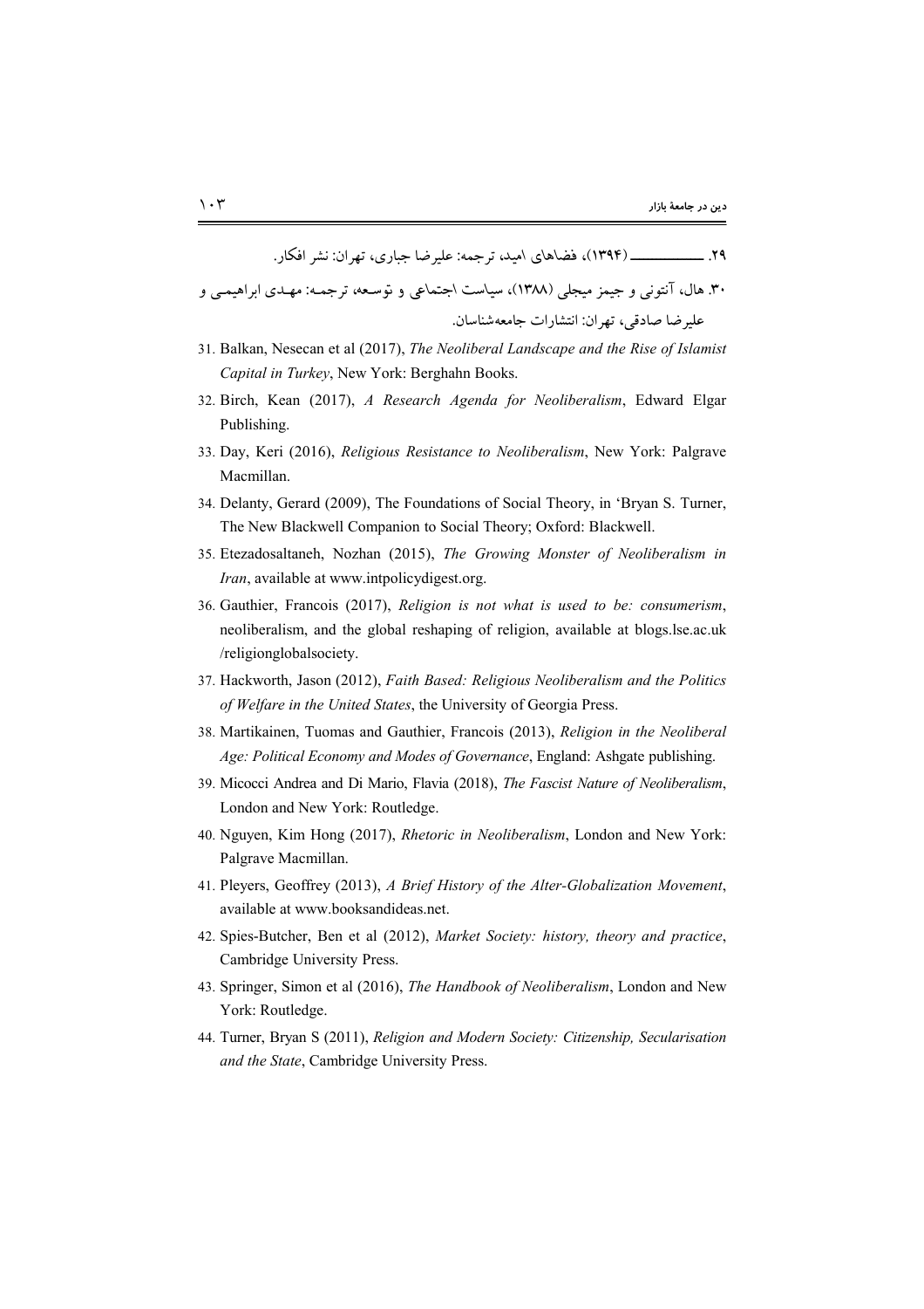۲۹. ــــــــــــ (۱۳۹۴)، فضاهای امید، ترجمه: علیرضا جباری، تهران: نشر افکار.

۳۰. هال، آنتونی و جیمز میجلی (۱۳۸۸)، سیاست اجتماعی و توسعه، ترجمه: مهدی ابراهیمی و علیرضا صادقی، تهران: انتشارات جامعه‌شناسان.

31. Balkan, Nesecan et al (2017), *The Neoliberal Landscape and the Rise of Islamist Capital in Turkey*, New York: Berghahn Books.

32. Birch, Kean (2017), *A Research Agenda for Neoliberalism*, Edward Elgar Publishing.

33. Day, Keri (2016), *Religious Resistance to Neoliberalism*, New York: Palgrave Macmillan.

34. Delanty, Gerard (2009), The Foundations of Social Theory, in 'Bryan S. Turner, The New Blackwell Companion to Social Theory; Oxford: Blackwell.

35. Etezadosaltaneh, Nozhan (2015), *The Growing Monster of Neoliberalism in Iran*, available at www.intpolicydigest.org.

36. Gauthier, Francois (2017), *Religion is not what is used to be: consumerism*, neoliberalism, and the global reshaping of religion, available at blogs.lse.ac.uk /religionglobalsociety.

37. Hackworth, Jason (2012), *Faith Based: Religious Neoliberalism and the Politics of Welfare in the United States*, the University of Georgia Press.

38. Martikainen, Tuomas and Gauthier, Francois (2013), *Religion in the Neoliberal Age: Political Economy and Modes of Governance*, England: Ashgate publishing.

39. Micocci Andrea and Di Mario, Flavia (2018), *The Fascist Nature of Neoliberalism*, London and New York: Routledge.

40. Nguyen, Kim Hong (2017), *Rhetoric in Neoliberalism*, London and New York: Palgrave Macmillan.

41. Pleyers, Geoffrey (2013), *A Brief History of the Alter-Globalization Movement*, available at www.booksandideas.net.

42. Spies-Butcher, Ben et al (2012), *Market Society: history, theory and practice*, Cambridge University Press.

43. Springer, Simon et al (2016), *The Handbook of Neoliberalism*, London and New York: Routledge.

44. Turner, Bryan S (2011), *Religion and Modern Society: Citizenship, Secularisation and the State*, Cambridge University Press.